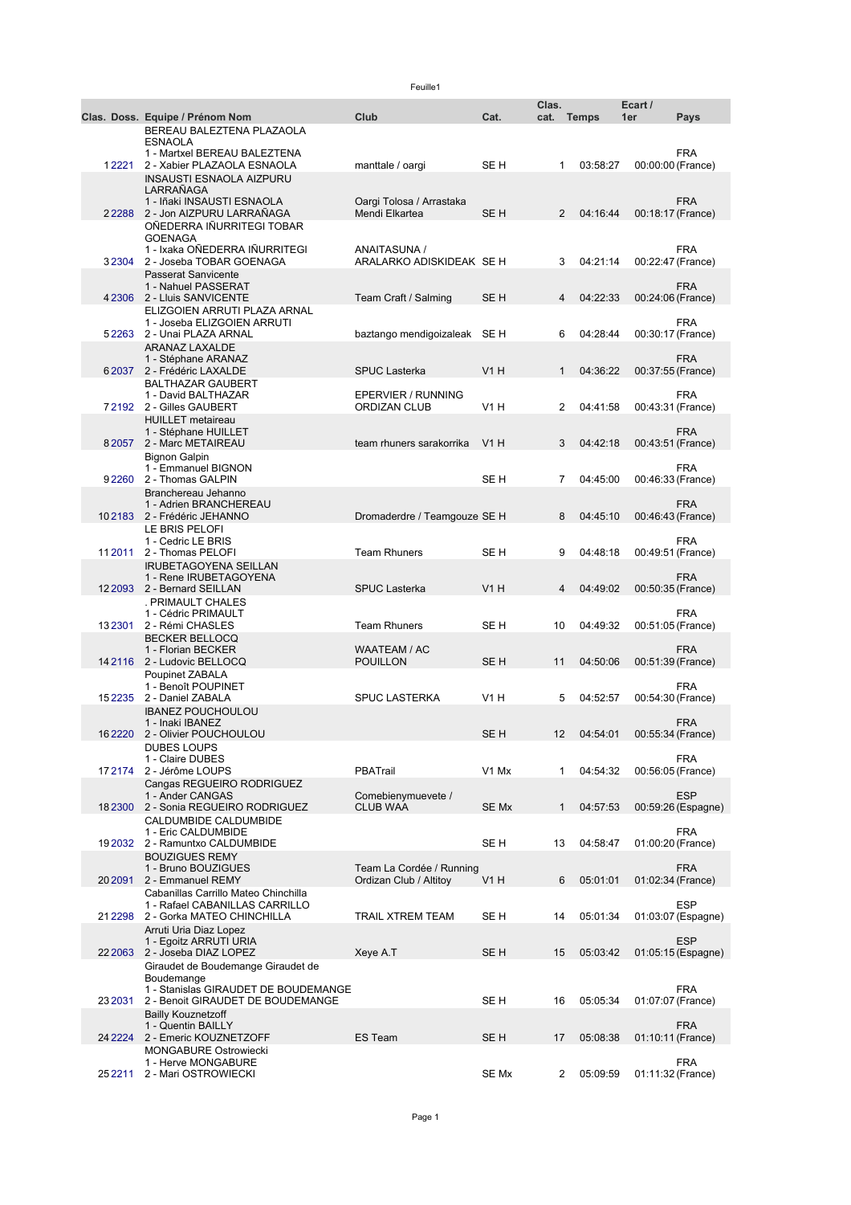Feuille1

| Clas. | Doss. | Equipe / Prénom Nom | Club | Cat. | Clas. cat. | Temps | Ecart / 1er | Pays |
|---|---|---|---|---|---|---|---|---|
| 1 | 2221 | BEREAU BALEZTENA PLAZAOLA ESNAOLA<br>1 - Martxel BEREAU BALEZTENA<br>2 - Xabier PLAZAOLA ESNAOLA | manttale / oargi | SE H | 1 | 03:58:27 | 00:00:00 | FRA (France) |
| 2 | 2288 | INSAUSTI ESNAOLA AIZPURU LARRAÑAGA<br>1 - Iñaki INSAUSTI ESNAOLA<br>2 - Jon AIZPURU LARRAÑAGA | Oargi Tolosa / Arrastaka Mendi Elkartea | SE H | 2 | 04:16:44 | 00:18:17 | FRA (France) |
| 3 | 2304 | OÑEDERRA IÑURRITEGI TOBAR GOENAGA<br>1 - Ixaka OÑEDERRA IÑURRITEGI<br>2 - Joseba TOBAR GOENAGA | ANAITASUNA / ARALARKO ADISKIDEAK | SE H | 3 | 04:21:14 | 00:22:47 | FRA (France) |
| 4 | 2306 | Passerat Sanvicente<br>1 - Nahuel PASSERAT<br>2 - Lluis SANVICENTE | Team Craft / Salming | SE H | 4 | 04:22:33 | 00:24:06 | FRA (France) |
| 5 | 2263 | ELIZGOIEN ARRUTI PLAZA ARNAL<br>1 - Joseba ELIZGOIEN ARRUTI<br>2 - Unai PLAZA ARNAL | baztango mendigoizaleak | SE H | 6 | 04:28:44 | 00:30:17 | FRA (France) |
| 6 | 2037 | ARANAZ LAXALDE<br>1 - Stéphane ARANAZ<br>2 - Frédéric LAXALDE | SPUC Lasterka | V1 H | 1 | 04:36:22 | 00:37:55 | FRA (France) |
| 7 | 2192 | BALTHAZAR GAUBERT<br>1 - David BALTHAZAR<br>2 - Gilles GAUBERT | EPERVIER / RUNNING ORDIZAN CLUB | V1 H | 2 | 04:41:58 | 00:43:31 | FRA (France) |
| 8 | 2057 | HUILLET metaireau<br>1 - Stéphane HUILLET<br>2 - Marc METAIREAU | team rhuners sarakorrika | V1 H | 3 | 04:42:18 | 00:43:51 | FRA (France) |
| 9 | 2260 | Bignon Galpin<br>1 - Emmanuel BIGNON<br>2 - Thomas GALPIN | | SE H | 7 | 04:45:00 | 00:46:33 | FRA (France) |
| 10 | 2183 | Branchereau Jehanno<br>1 - Adrien BRANCHEREAU<br>2 - Frédéric JEHANNO | Dromaderdre / Teamgouze | SE H | 8 | 04:45:10 | 00:46:43 | FRA (France) |
| 11 | 2011 | LE BRIS PELOFI<br>1 - Cedric LE BRIS<br>2 - Thomas PELOFI | Team Rhuners | SE H | 9 | 04:48:18 | 00:49:51 | FRA (France) |
| 12 | 2093 | IRUBETAGOYENA SEILLAN<br>1 - Rene IRUBETAGOYENA<br>2 - Bernard SEILLAN | SPUC Lasterka | V1 H | 4 | 04:49:02 | 00:50:35 | FRA (France) |
| 13 | 2301 | . PRIMAULT CHALES<br>1 - Cédric PRIMAULT<br>2 - Rémi CHASLES | Team Rhuners | SE H | 10 | 04:49:32 | 00:51:05 | FRA (France) |
| 14 | 2116 | BECKER BELLOCQ<br>1 - Florian BECKER<br>2 - Ludovic BELLOCQ | WAATEAM / AC POUILLON | SE H | 11 | 04:50:06 | 00:51:39 | FRA (France) |
| 15 | 2235 | Poupinet ZABALA<br>1 - Benoît POUPINET<br>2 - Daniel ZABALA | SPUC LASTERKA | V1 H | 5 | 04:52:57 | 00:54:30 | FRA (France) |
| 16 | 2220 | IBANEZ POUCHOULOU<br>1 - Inaki IBANEZ<br>2 - Olivier POUCHOULOU | | SE H | 12 | 04:54:01 | 00:55:34 | FRA (France) |
| 17 | 2174 | DUBES LOUPS<br>1 - Claire DUBES<br>2 - Jérôme LOUPS | PBATrail | V1 Mx | 1 | 04:54:32 | 00:56:05 | FRA (France) |
| 18 | 2300 | Cangas REGUEIRO RODRIGUEZ<br>1 - Ander CANGAS<br>2 - Sonia REGUEIRO RODRIGUEZ | Comebienymuevete / CLUB WAA | SE Mx | 1 | 04:57:53 | 00:59:26 | ESP (Espagne) |
| 19 | 2032 | CALDUMBIDE CALDUMBIDE<br>1 - Eric CALDUMBIDE<br>2 - Ramuntxo CALDUMBIDE | | SE H | 13 | 04:58:47 | 01:00:20 | FRA (France) |
| 20 | 2091 | BOUZIGUES REMY<br>1 - Bruno BOUZIGUES<br>2 - Emmanuel REMY | Team La Cordée / Running Ordizan Club / Altitoy | V1 H | 6 | 05:01:01 | 01:02:34 | FRA (France) |
| 21 | 2298 | Cabanillas Carrillo Mateo Chinchilla<br>1 - Rafael CABANILLAS CARRILLO<br>2 - Gorka MATEO CHINCHILLA | TRAIL XTREM TEAM | SE H | 14 | 05:01:34 | 01:03:07 | ESP (Espagne) |
| 22 | 2063 | Arruti Uria Diaz Lopez<br>1 - Egoitz ARRUTI URIA<br>2 - Joseba DIAZ LOPEZ | Xeye A.T | SE H | 15 | 05:03:42 | 01:05:15 | ESP (Espagne) |
| 23 | 2031 | Giraudet de Boudemange Giraudet de Boudemange<br>1 - Stanislas GIRAUDET DE BOUDEMANGE<br>2 - Benoit GIRAUDET DE BOUDEMANGE | | SE H | 16 | 05:05:34 | 01:07:07 | FRA (France) |
| 24 | 2224 | Bailly Kouznetzoff<br>1 - Quentin BAILLY<br>2 - Emeric KOUZNETZOFF | ES Team | SE H | 17 | 05:08:38 | 01:10:11 | FRA (France) |
| 25 | 2211 | MONGABURE Ostrowiecki<br>1 - Herve MONGABURE<br>2 - Mari OSTROWIECKI | | SE Mx | 2 | 05:09:59 | 01:11:32 | FRA (France) |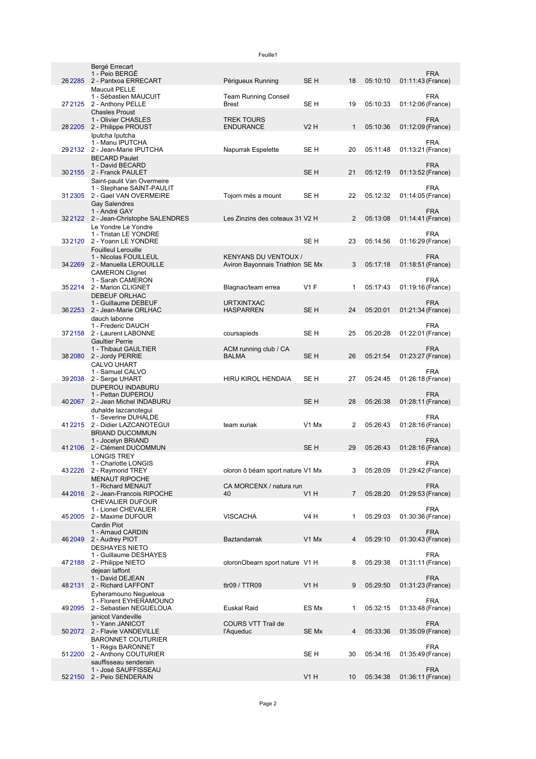| | | | | | | | |
|---|---|---|---|---|---|---|---|
| 26 | 2285 | Bergé Errecart<br>1 - Peio BERGÉ<br>2 - Pantxoa ERRECART | Périgueux Running | SE H | 18 | 05:10:10 | 01:11:43 FRA (France) |
| 27 | 2125 | Maucuit PELLE<br>1 - Sébastien MAUCUIT<br>2 - Anthony PELLE | Team Running Conseil Brest | SE H | 19 | 05:10:33 | 01:12:06 FRA (France) |
| 28 | 2205 | Chasles Proust<br>1 - Olivier CHASLES<br>2 - Philippe PROUST | TREK TOURS ENDURANCE | V2 H | 1 | 05:10:36 | 01:12:09 FRA (France) |
| 29 | 2132 | Iputcha Iputcha<br>1 - Manu IPUTCHA<br>2 - Jean-Marie IPUTCHA | Napurrak Espelette | SE H | 20 | 05:11:48 | 01:13:21 FRA (France) |
| 30 | 2155 | BECARD Paulet<br>1 - David BECARD<br>2 - Franck PAULET | | SE H | 21 | 05:12:19 | 01:13:52 FRA (France) |
| 31 | 2305 | Saint-paulit Van Overmeire<br>1 - Stephane SAINT-PAULIT<br>2 - Gael VAN OVERMEIRE | Tojorn més a mount | SE H | 22 | 05:12:32 | 01:14:05 FRA (France) |
| 32 | 2122 | Gay Salendres<br>1 - André GAY<br>2 - Jean-Christophe SALENDRES | Les Zinzins des coteaux 31 | V2 H | 2 | 05:13:08 | 01:14:41 FRA (France) |
| 33 | 2120 | Le Yondre Le Yondre<br>1 - Tristan LE YONDRE<br>2 - Yoann LE YONDRE | | SE H | 23 | 05:14:56 | 01:16:29 FRA (France) |
| 34 | 2269 | Fouilleul Lerouille<br>1 - Nicolas FOUILLEUL<br>2 - Manuella LEROUILLE | KENYANS DU VENTOUX / Aviron Bayonnais Triathlon | SE Mx | 3 | 05:17:18 | 01:18:51 FRA (France) |
| 35 | 2214 | CAMERON Clignet<br>1 - Sarah CAMERON<br>2 - Marion CLIGNET | Blagnac/team errea | V1 F | 1 | 05:17:43 | 01:19:16 FRA (France) |
| 36 | 2253 | DEBEUF ORLHAC<br>1 - Guillaume DEBEUF<br>2 - Jean-Marie ORLHAC | URTXINTXAC HASPARREN | SE H | 24 | 05:20:01 | 01:21:34 FRA (France) |
| 37 | 2158 | dauch labonne<br>1 - Frederic DAUCH<br>2 - Laurent LABONNE | coursapieds | SE H | 25 | 05:20:28 | 01:22:01 FRA (France) |
| 38 | 2080 | Gaultier Perrie<br>1 - Thibaut GAULTIER<br>2 - Jordy PERRIE | ACM running club / CA BALMA | SE H | 26 | 05:21:54 | 01:23:27 FRA (France) |
| 39 | 2038 | CALVO UHART<br>1 - Samuel CALVO<br>2 - Serge UHART | HIRU KIROL HENDAIA | SE H | 27 | 05:24:45 | 01:26:18 FRA (France) |
| 40 | 2067 | DUPEROU INDABURU<br>1 - Pettan DUPEROU<br>2 - Jean Michel INDABURU | | SE H | 28 | 05:26:38 | 01:28:11 FRA (France) |
| 41 | 2215 | duhalde lazcanotegui<br>1 - Severine DUHALDE<br>2 - Didier LAZCANOTEGUI | team xuriak | V1 Mx | 2 | 05:26:43 | 01:28:16 FRA (France) |
| 41 | 2106 | BRIAND DUCOMMUN<br>1 - Jocelyn BRIAND<br>2 - Clément DUCOMMUN | | SE H | 29 | 05:26:43 | 01:28:16 FRA (France) |
| 43 | 2226 | LONGIS TREY<br>1 - Charlotte LONGIS<br>2 - Raymond TREY | oloron ô béarn sport nature | V1 Mx | 3 | 05:28:09 | 01:29:42 FRA (France) |
| 44 | 2016 | MENAUT RIPOCHE<br>1 - Richard MENAUT<br>2 - Jean-Francois RIPOCHE | CA MORCENX / natura run 40 | V1 H | 7 | 05:28:20 | 01:29:53 FRA (France) |
| 45 | 2005 | CHEVALIER DUFOUR<br>1 - Lionel CHEVALIER<br>2 - Maxime DUFOUR | VISCACHA | V4 H | 1 | 05:29:03 | 01:30:36 FRA (France) |
| 46 | 2049 | Cardin Piot<br>1 - Arnaud CARDIN<br>2 - Audrey PIOT | Baztandarrak | V1 Mx | 4 | 05:29:10 | 01:30:43 FRA (France) |
| 47 | 2188 | DESHAYES NIETO<br>1 - Guillaume DESHAYES<br>2 - Philippe NIETO | oloronObearn sport nature | V1 H | 8 | 05:29:38 | 01:31:11 FRA (France) |
| 48 | 2131 | dejean laffont<br>1 - David DEJEAN<br>2 - Richard LAFFONT | ttr09 / TTR09 | V1 H | 9 | 05:29:50 | 01:31:23 FRA (France) |
| 49 | 2095 | Eyheramouno Negueloua<br>1 - Florent EYHERAMOUNO<br>2 - Sebastien NEGUELOUA | Euskal Raid | ES Mx | 1 | 05:32:15 | 01:33:48 FRA (France) |
| 50 | 2072 | janicot Vandeville<br>1 - Yann JANICOT<br>2 - Flavie VANDEVILLE | COURS VTT Trail de l'Aqueduc | SE Mx | 4 | 05:33:36 | 01:35:09 FRA (France) |
| 51 | 2200 | BARONNET COUTURIER<br>1 - Régis BARONNET<br>2 - Anthony COUTURIER | | SE H | 30 | 05:34:16 | 01:35:49 FRA (France) |
| 52 | 2150 | sauffisseau senderain<br>1 - José SAUFFISSEAU<br>2 - Peio SENDERAIN | | V1 H | 10 | 05:34:38 | 01:36:11 FRA (France) |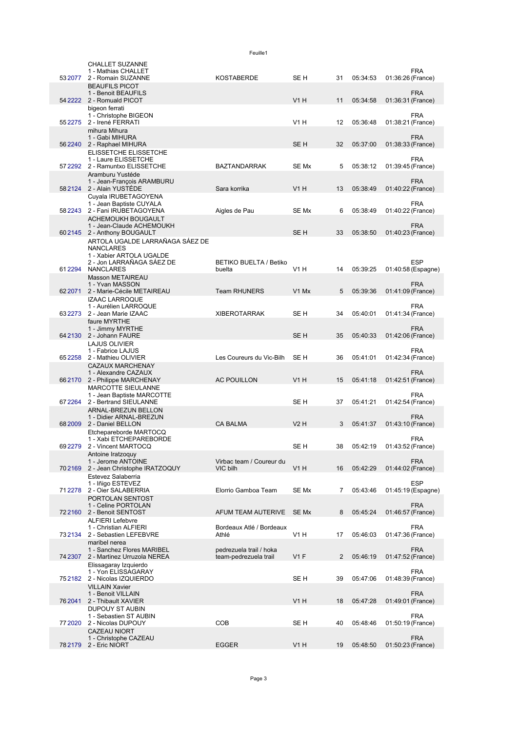| Rank | Bib | Team | Club | Cat | Cat rank | Time | Gap | Nat |
|---|---|---|---|---|---|---|---|---|
| 53 | 2077 | CHALLET SUZANNE<br>1 - Mathias CHALLET<br>2 - Romain SUZANNE | KOSTABERDE | SE H | 31 | 05:34:53 | 01:36:26 | FRA (France) |
| 54 | 2222 | BEAUFILS PICOT<br>1 - Benoit BEAUFILS<br>2 - Romuald PICOT | | V1 H | 11 | 05:34:58 | 01:36:31 | FRA (France) |
| 55 | 2275 | bigeon ferrati<br>1 - Christophe BIGEON<br>2 - Irené FERRATI | | V1 H | 12 | 05:36:48 | 01:38:21 | FRA (France) |
| 56 | 2240 | mihura Mihura<br>1 - Gabi MIHURA<br>2 - Raphael MIHURA | | SE H | 32 | 05:37:00 | 01:38:33 | FRA (France) |
| 57 | 2292 | ELISSETCHE ELISSETCHE<br>1 - Laure ELISSETCHE<br>2 - Ramuntxo ELISSETCHE | BAZTANDARRAK | SE Mx | 5 | 05:38:12 | 01:39:45 | FRA (France) |
| 58 | 2124 | Aramburu Yustéde<br>1 - Jean-François ARAMBURU<br>2 - Alain YUSTÈDE | Sara korrika | V1 H | 13 | 05:38:49 | 01:40:22 | FRA (France) |
| 58 | 2243 | Cuyala IRUBETAGOYENA<br>1 - Jean Baptiste CUYALA<br>2 - Fani IRUBETAGOYENA | Aigles de Pau | SE Mx | 6 | 05:38:49 | 01:40:22 | FRA (France) |
| 60 | 2145 | ACHEMOUKH BOUGAULT<br>1 - Jean-Claude ACHEMOUKH<br>2 - Anthony BOUGAULT | | SE H | 33 | 05:38:50 | 01:40:23 | FRA (France) |
| 61 | 2294 | ARTOLA UGALDE LARRAÑAGA SÁEZ DE NANCLARES<br>1 - Xabier ARTOLA UGALDE<br>2 - Jon LARRAÑAGA SÁEZ DE NANCLARES | BETIKO BUELTA / Betiko buelta | V1 H | 14 | 05:39:25 | 01:40:58 | ESP (Espagne) |
| 62 | 2071 | Masson METAIREAU<br>1 - Yvan MASSON<br>2 - Marie-Cécile METAIREAU | Team RHUNERS | V1 Mx | 5 | 05:39:36 | 01:41:09 | FRA (France) |
| 63 | 2273 | IZAAC LARROQUE<br>1 - Aurélien LARROQUE<br>2 - Jean Marie IZAAC | XIBEROTARRAK | SE H | 34 | 05:40:01 | 01:41:34 | FRA (France) |
| 64 | 2130 | faure MYRTHE<br>1 - Jimmy MYRTHE<br>2 - Johann FAURE | | SE H | 35 | 05:40:33 | 01:42:06 | FRA (France) |
| 65 | 2258 | LAJUS OLIVIER<br>1 - Fabrice LAJUS<br>2 - Mathieu OLIVIER | Les Coureurs du Vic-Bilh | SE H | 36 | 05:41:01 | 01:42:34 | FRA (France) |
| 66 | 2170 | CAZAUX MARCHENAY<br>1 - Alexandre CAZAUX<br>2 - Philippe MARCHENAY | AC POUILLON | V1 H | 15 | 05:41:18 | 01:42:51 | FRA (France) |
| 67 | 2264 | MARCOTTE SIEULANNE<br>1 - Jean Baptiste MARCOTTE<br>2 - Bertrand SIEULANNE | | SE H | 37 | 05:41:21 | 01:42:54 | FRA (France) |
| 68 | 2009 | ARNAL-BREZUN BELLON<br>1 - Didier ARNAL-BREZUN<br>2 - Daniel BELLON | CA BALMA | V2 H | 3 | 05:41:37 | 01:43:10 | FRA (France) |
| 69 | 2279 | Etchepareborde MARTOCQ<br>1 - Xabi ETCHEPAREBORDE<br>2 - Vincent MARTOCQ | | SE H | 38 | 05:42:19 | 01:43:52 | FRA (France) |
| 70 | 2169 | Antoine Iratzoquy<br>1 - Jerome ANTOINE<br>2 - Jean Christophe IRATZOQUY | Virbac team / Coureur du VIC bilh | V1 H | 16 | 05:42:29 | 01:44:02 | FRA (France) |
| 71 | 2278 | Estevez Salaberria<br>1 - Iñigo ESTEVEZ<br>2 - Oier SALABERRIA | Elorrio Gamboa Team | SE Mx | 7 | 05:43:46 | 01:45:19 | ESP (Espagne) |
| 72 | 2160 | PORTOLAN SENTOST<br>1 - Celine PORTOLAN<br>2 - Benoit SENTOST | AFUM TEAM AUTERIVE | SE Mx | 8 | 05:45:24 | 01:46:57 | FRA (France) |
| 73 | 2134 | ALFIERI Lefebvre<br>1 - Christian ALFIERI<br>2 - Sebastien LEFEBVRE | Bordeaux Atlé / Bordeaux Athlé | V1 H | 17 | 05:46:03 | 01:47:36 | FRA (France) |
| 74 | 2307 | maribel nerea<br>1 - Sanchez Flores MARIBEL<br>2 - Martinez Urruzola NEREA | pedrezuela trail / hoka team-pedrezuela trail | V1 F | 2 | 05:46:19 | 01:47:52 | FRA (France) |
| 75 | 2182 | Elissagaray Izquierdo<br>1 - Yon ELISSAGARAY<br>2 - Nicolas IZQUIERDO | | SE H | 39 | 05:47:06 | 01:48:39 | FRA (France) |
| 76 | 2041 | VILLAIN Xavier<br>1 - Benoit VILLAIN<br>2 - Thibault XAVIER | | V1 H | 18 | 05:47:28 | 01:49:01 | FRA (France) |
| 77 | 2020 | DUPOUY ST AUBIN<br>1 - Sebastien ST AUBIN<br>2 - Nicolas DUPOUY | COB | SE H | 40 | 05:48:46 | 01:50:19 | FRA (France) |
| 78 | 2179 | CAZEAU NIORT<br>1 - Christophe CAZEAU<br>2 - Eric NIORT | EGGER | V1 H | 19 | 05:48:50 | 01:50:23 | FRA (France) |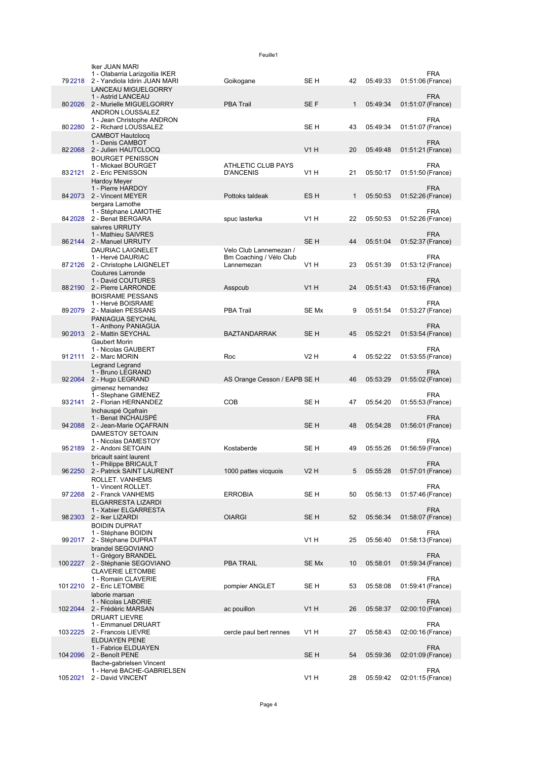| Rank | Bib | Team | Club | Cat | Cat rank | Time | Gap | Nat |
|---|---|---|---|---|---|---|---|---|
| 79 | 2218 | Iker JUAN MARI<br>1 - Olabarria Larizgoitia IKER<br>2 - Yandiola Idirin JUAN MARI | Goikogane | SE H | 42 | 05:49:33 | 01:51:06 | FRA (France) |
| 80 | 2026 | LANCEAU MIGUELGORRY<br>1 - Astrid LANCEAU<br>2 - Murielle MIGUELGORRY | PBA Trail | SE F | 1 | 05:49:34 | 01:51:07 | FRA (France) |
| 80 | 2280 | ANDRON LOUSSALEZ<br>1 - Jean Christophe ANDRON<br>2 - Richard LOUSSALEZ | | SE H | 43 | 05:49:34 | 01:51:07 | FRA (France) |
| 82 | 2068 | CAMBOT Hautclocq<br>1 - Denis CAMBOT<br>2 - Julien HAUTCLOCQ | | V1 H | 20 | 05:49:48 | 01:51:21 | FRA (France) |
| 83 | 2121 | BOURGET PENISSON<br>1 - Mickael BOURGET<br>2 - Eric PENISSON | ATHLETIC CLUB PAYS D'ANCENIS | V1 H | 21 | 05:50:17 | 01:51:50 | FRA (France) |
| 84 | 2073 | Hardoy Meyer<br>1 - Pierre HARDOY<br>2 - Vincent MEYER | Pottoks taldeak | ES H | 1 | 05:50:53 | 01:52:26 | FRA (France) |
| 84 | 2028 | bergara Lamothe<br>1 - Stéphane LAMOTHE<br>2 - Benat BERGARA | spuc lasterka | V1 H | 22 | 05:50:53 | 01:52:26 | FRA (France) |
| 86 | 2144 | saivres URRUTY<br>1 - Mathieu SAIVRES<br>2 - Manuel URRUTY | | SE H | 44 | 05:51:04 | 01:52:37 | FRA (France) |
| 87 | 2126 | DAURIAC LAIGNELET<br>1 - Hervé DAURIAC<br>2 - Christophe LAIGNELET | Velo Club Lannemezan / Bm Coaching / Vélo Club Lannemezan | V1 H | 23 | 05:51:39 | 01:53:12 | FRA (France) |
| 88 | 2190 | Coutures Larronde<br>1 - David COUTURES<br>2 - Pierre LARRONDE | Asspcub | V1 H | 24 | 05:51:43 | 01:53:16 | FRA (France) |
| 89 | 2079 | BOISRAME PESSANS<br>1 - Hervé BOISRAME<br>2 - Maialen PESSANS | PBA Trail | SE Mx | 9 | 05:51:54 | 01:53:27 | FRA (France) |
| 90 | 2013 | PANIAGUA SEYCHAL<br>1 - Anthony PANIAGUA<br>2 - Mattin SEYCHAL | BAZTANDARRAK | SE H | 45 | 05:52:21 | 01:53:54 | FRA (France) |
| 91 | 2111 | Gaubert Morin<br>1 - Nicolas GAUBERT<br>2 - Marc MORIN | Roc | V2 H | 4 | 05:52:22 | 01:53:55 | FRA (France) |
| 92 | 2064 | Legrand Legrand<br>1 - Bruno LEGRAND<br>2 - Hugo LEGRAND | AS Orange Cesson / EAPB | SE H | 46 | 05:53:29 | 01:55:02 | FRA (France) |
| 93 | 2141 | gimenez hernandez<br>1 - Stephane GIMENEZ<br>2 - Florian HERNANDEZ | COB | SE H | 47 | 05:54:20 | 01:55:53 | FRA (France) |
| 94 | 2088 | Inchauspé Oçafrain<br>1 - Benat INCHAUSPÉ<br>2 - Jean-Marie OÇAFRAIN | | SE H | 48 | 05:54:28 | 01:56:01 | FRA (France) |
| 95 | 2189 | DAMESTOY SETOAIN<br>1 - Nicolas DAMESTOY<br>2 - Andoni SETOAIN | Kostaberde | SE H | 49 | 05:55:26 | 01:56:59 | FRA (France) |
| 96 | 2250 | bricault saint laurent<br>1 - Philippe BRICAULT<br>2 - Patrick SAINT LAURENT | 1000 pattes vicquois | V2 H | 5 | 05:55:28 | 01:57:01 | FRA (France) |
| 97 | 2268 | ROLLET. VANHEMS<br>1 - Vincent ROLLET.<br>2 - Franck VANHEMS | ERROBIA | SE H | 50 | 05:56:13 | 01:57:46 | FRA (France) |
| 98 | 2303 | ELGARRESTA LIZARDI<br>1 - Xabier ELGARRESTA<br>2 - Iker LIZARDI | OIARGI | SE H | 52 | 05:56:34 | 01:58:07 | FRA (France) |
| 99 | 2017 | BOIDIN DUPRAT<br>1 - Stéphane BOIDIN<br>2 - Stéphane DUPRAT | | V1 H | 25 | 05:56:40 | 01:58:13 | FRA (France) |
| 100 | 2227 | brandel SEGOVIANO<br>1 - Grégory BRANDEL<br>2 - Stéphanie SEGOVIANO | PBA TRAIL | SE Mx | 10 | 05:58:01 | 01:59:34 | FRA (France) |
| 101 | 2210 | CLAVERIE LETOMBE<br>1 - Romain CLAVERIE<br>2 - Eric LETOMBE | pompier ANGLET | SE H | 53 | 05:58:08 | 01:59:41 | FRA (France) |
| 102 | 2044 | laborie marsan<br>1 - Nicolas LABORIE<br>2 - Frédéric MARSAN | ac pouillon | V1 H | 26 | 05:58:37 | 02:00:10 | FRA (France) |
| 103 | 2225 | DRUART LIEVRE<br>1 - Emmanuel DRUART<br>2 - Francois LIEVRE | cercle paul bert rennes | V1 H | 27 | 05:58:43 | 02:00:16 | FRA (France) |
| 104 | 2096 | ELDUAYEN PENE<br>1 - Fabrice ELDUAYEN<br>2 - Benoît PENE | | SE H | 54 | 05:59:36 | 02:01:09 | FRA (France) |
| 105 | 2021 | Bache-gabrielsen Vincent<br>1 - Hervé BACHE-GABRIELSEN<br>2 - David VINCENT | | V1 H | 28 | 05:59:42 | 02:01:15 | FRA (France) |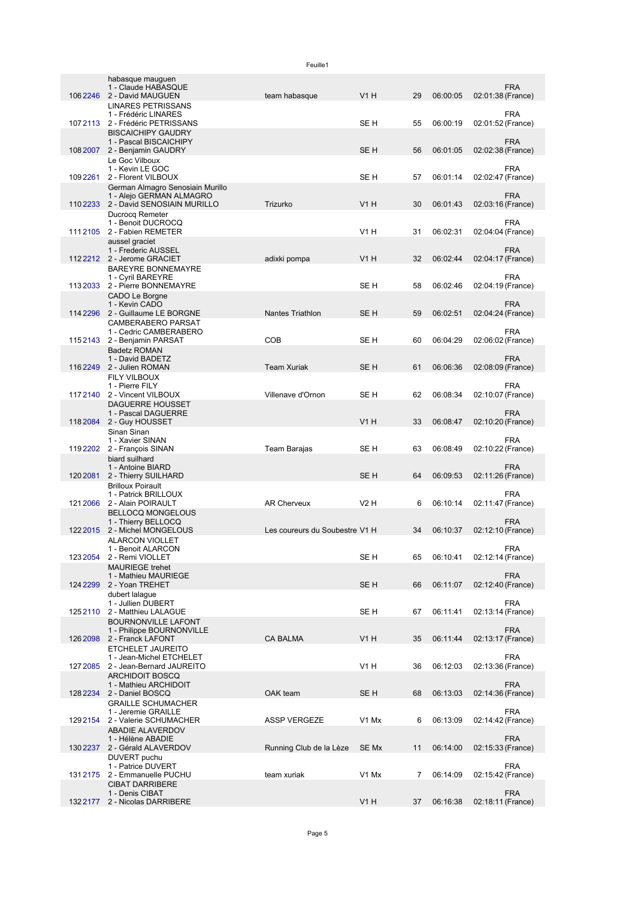| | | | | | | | | |
|---|---|---|---|---|---|---|---|---|
| 106 | 2246 | habasque mauguen<br>1 - Claude HABASQUE<br>2 - David MAUGUEN | team habasque | V1 H | 29 | 06:00:05 | 02:01:38 | FRA (France) |
| 107 | 2113 | LINARES PETRISSANS<br>1 - Frédéric LINARES<br>2 - Frédéric PETRISSANS | | SE H | 55 | 06:00:19 | 02:01:52 | FRA (France) |
| 108 | 2007 | BISCAICHIPY GAUDRY<br>1 - Pascal BISCAICHIPY<br>2 - Benjamin GAUDRY | | SE H | 56 | 06:01:05 | 02:02:38 | FRA (France) |
| 109 | 2261 | Le Goc Vilboux<br>1 - Kevin LE GOC<br>2 - Florent VILBOUX | | SE H | 57 | 06:01:14 | 02:02:47 | FRA (France) |
| 110 | 2233 | German Almagro Senosiain Murillo<br>1 - Alejo GERMAN ALMAGRO<br>2 - David SENOSIAIN MURILLO | Trizurko | V1 H | 30 | 06:01:43 | 02:03:16 | FRA (France) |
| 111 | 2105 | Ducrocq Remeter<br>1 - Benoit DUCROCQ<br>2 - Fabien REMETER | | V1 H | 31 | 06:02:31 | 02:04:04 | FRA (France) |
| 112 | 2212 | aussel graciet<br>1 - Frederic AUSSEL<br>2 - Jerome GRACIET | adixki pompa | V1 H | 32 | 06:02:44 | 02:04:17 | FRA (France) |
| 113 | 2033 | BAREYRE BONNEMAYRE<br>1 - Cyril BAREYRE<br>2 - Pierre BONNEMAYRE | | SE H | 58 | 06:02:46 | 02:04:19 | FRA (France) |
| 114 | 2296 | CADO Le Borgne<br>1 - Kevin CADO<br>2 - Guillaume LE BORGNE | Nantes Triathlon | SE H | 59 | 06:02:51 | 02:04:24 | FRA (France) |
| 115 | 2143 | CAMBERABERO PARSAT<br>1 - Cedric CAMBERABERO<br>2 - Benjamin PARSAT | COB | SE H | 60 | 06:04:29 | 02:06:02 | FRA (France) |
| 116 | 2249 | Badetz ROMAN<br>1 - David BADETZ<br>2 - Julien ROMAN | Team Xuriak | SE H | 61 | 06:06:36 | 02:08:09 | FRA (France) |
| 117 | 2140 | FILY VILBOUX<br>1 - Pierre FILY<br>2 - Vincent VILBOUX | Villenave d'Ornon | SE H | 62 | 06:08:34 | 02:10:07 | FRA (France) |
| 118 | 2084 | DAGUERRE HOUSSET<br>1 - Pascal DAGUERRE<br>2 - Guy HOUSSET | | V1 H | 33 | 06:08:47 | 02:10:20 | FRA (France) |
| 119 | 2202 | Sinan Sinan<br>1 - Xavier SINAN<br>2 - François SINAN | Team Barajas | SE H | 63 | 06:08:49 | 02:10:22 | FRA (France) |
| 120 | 2081 | biard suilhard<br>1 - Antoine BIARD<br>2 - Thierry SUILHARD | | SE H | 64 | 06:09:53 | 02:11:26 | FRA (France) |
| 121 | 2066 | Brilloux Poirault<br>1 - Patrick BRILLOUX<br>2 - Alain POIRAULT | AR Cherveux | V2 H | 6 | 06:10:14 | 02:11:47 | FRA (France) |
| 122 | 2015 | BELLOCQ MONGELOUS<br>1 - Thierry BELLOCQ<br>2 - Michel MONGELOUS | Les coureurs du Soubestre | V1 H | 34 | 06:10:37 | 02:12:10 | FRA (France) |
| 123 | 2054 | ALARCON VIOLLET<br>1 - Benoit ALARCON<br>2 - Remi VIOLLET | | SE H | 65 | 06:10:41 | 02:12:14 | FRA (France) |
| 124 | 2299 | MAURIEGE trehet<br>1 - Mathieu MAURIEGE<br>2 - Yoan TREHET | | SE H | 66 | 06:11:07 | 02:12:40 | FRA (France) |
| 125 | 2110 | dubert lalague<br>1 - Jullien DUBERT<br>2 - Matthieu LALAGUE | | SE H | 67 | 06:11:41 | 02:13:14 | FRA (France) |
| 126 | 2098 | BOURNONVILLE LAFONT<br>1 - Philippe BOURNONVILLE<br>2 - Franck LAFONT | CA BALMA | V1 H | 35 | 06:11:44 | 02:13:17 | FRA (France) |
| 127 | 2085 | ETCHELET JAUREITO<br>1 - Jean-Michel ETCHELET<br>2 - Jean-Bernard JAUREITO | | V1 H | 36 | 06:12:03 | 02:13:36 | FRA (France) |
| 128 | 2234 | ARCHIDOIT BOSCQ<br>1 - Mathieu ARCHIDOIT<br>2 - Daniel BOSCQ | OAK team | SE H | 68 | 06:13:03 | 02:14:36 | FRA (France) |
| 129 | 2154 | GRAILLE SCHUMACHER<br>1 - Jeremie GRAILLE<br>2 - Valerie SCHUMACHER | ASSP VERGEZE | V1 Mx | 6 | 06:13:09 | 02:14:42 | FRA (France) |
| 130 | 2237 | ABADIE ALAVERDOV<br>1 - Hélène ABADIE<br>2 - Gérald ALAVERDOV | Running Club de la Lèze | SE Mx | 11 | 06:14:00 | 02:15:33 | FRA (France) |
| 131 | 2175 | DUVERT puchu<br>1 - Patrice DUVERT<br>2 - Emmanuelle PUCHU | team xuriak | V1 Mx | 7 | 06:14:09 | 02:15:42 | FRA (France) |
| 132 | 2177 | CIBAT DARRIBERE<br>1 - Denis CIBAT<br>2 - Nicolas DARRIBERE | | V1 H | 37 | 06:16:38 | 02:18:11 | FRA (France) |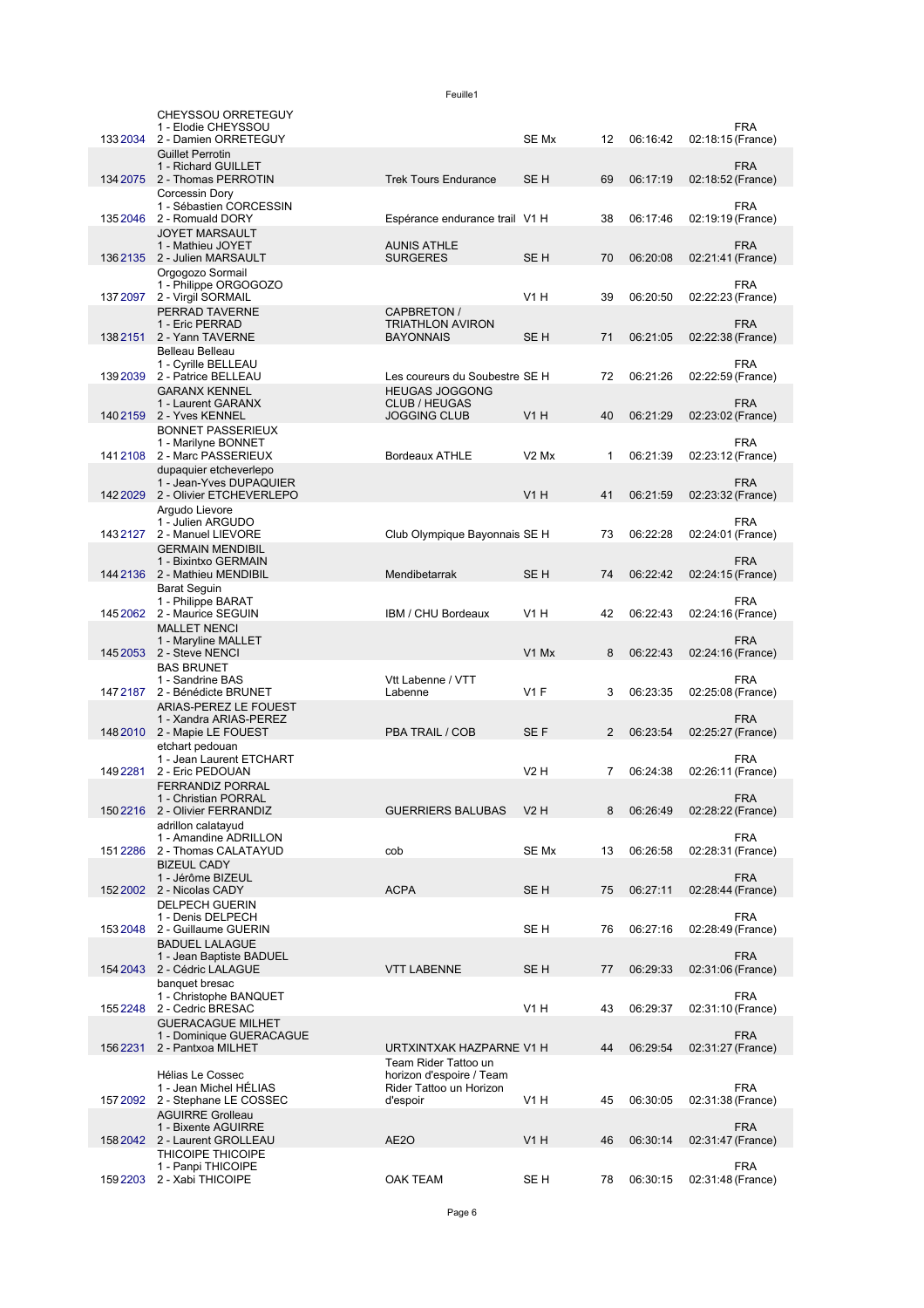| Rank | Dossard | Équipe | Club | Catégorie | Rang cat. | Temps | Écart | Nationalité |
|---|---|---|---|---|---|---|---|---|
| 133 | 2034 | CHEYSSOU ORRETEGUY<br>1 - Elodie CHEYSSOU<br>2 - Damien ORRETEGUY | | SE Mx | 12 | 06:16:42 | 02:18:15 | FRA (France) |
| 134 | 2075 | Guillet Perrotin<br>1 - Richard GUILLET<br>2 - Thomas PERROTIN | Trek Tours Endurance | SE H | 69 | 06:17:19 | 02:18:52 | FRA (France) |
| 135 | 2046 | Corcessin Dory<br>1 - Sébastien CORCESSIN<br>2 - Romuald DORY | Espérance endurance trail | V1 H | 38 | 06:17:46 | 02:19:19 | FRA (France) |
| 136 | 2135 | JOYET MARSAULT<br>1 - Mathieu JOYET<br>2 - Julien MARSAULT | AUNIS ATHLE SURGERES | SE H | 70 | 06:20:08 | 02:21:41 | FRA (France) |
| 137 | 2097 | Orgogozo Sormail<br>1 - Philippe ORGOGOZO<br>2 - Virgil SORMAIL | | V1 H | 39 | 06:20:50 | 02:22:23 | FRA (France) |
| 138 | 2151 | PERRAD TAVERNE<br>1 - Eric PERRAD<br>2 - Yann TAVERNE | CAPBRETON / TRIATHLON AVIRON BAYONNAIS | SE H | 71 | 06:21:05 | 02:22:38 | FRA (France) |
| 139 | 2039 | Belleau Belleau<br>1 - Cyrille BELLEAU<br>2 - Patrice BELLEAU | Les coureurs du Soubestre | SE H | 72 | 06:21:26 | 02:22:59 | FRA (France) |
| 140 | 2159 | GARANX KENNEL<br>1 - Laurent GARANX<br>2 - Yves KENNEL | HEUGAS JOGGONG CLUB / HEUGAS JOGGING CLUB | V1 H | 40 | 06:21:29 | 02:23:02 | FRA (France) |
| 141 | 2108 | BONNET PASSERIEUX<br>1 - Marilyne BONNET<br>2 - Marc PASSERIEUX | Bordeaux ATHLE | V2 Mx | 1 | 06:21:39 | 02:23:12 | FRA (France) |
| 142 | 2029 | dupaquier etcheverlepo<br>1 - Jean-Yves DUPAQUIER<br>2 - Olivier ETCHEVERLEPO | | V1 H | 41 | 06:21:59 | 02:23:32 | FRA (France) |
| 143 | 2127 | Argudo Lievore<br>1 - Julien ARGUDO<br>2 - Manuel LIEVORE | Club Olympique Bayonnais | SE H | 73 | 06:22:28 | 02:24:01 | FRA (France) |
| 144 | 2136 | GERMAIN MENDIBIL<br>1 - Bixintxo GERMAIN<br>2 - Mathieu MENDIBIL | Mendibetarrak | SE H | 74 | 06:22:42 | 02:24:15 | FRA (France) |
| 145 | 2062 | Barat Seguin<br>1 - Philippe BARAT<br>2 - Maurice SEGUIN | IBM / CHU Bordeaux | V1 H | 42 | 06:22:43 | 02:24:16 | FRA (France) |
| 145 | 2053 | MALLET NENCI<br>1 - Maryline MALLET<br>2 - Steve NENCI | | V1 Mx | 8 | 06:22:43 | 02:24:16 | FRA (France) |
| 147 | 2187 | BAS BRUNET<br>1 - Sandrine BAS<br>2 - Bénédicte BRUNET | Vtt Labenne / VTT Labenne | V1 F | 3 | 06:23:35 | 02:25:08 | FRA (France) |
| 148 | 2010 | ARIAS-PEREZ LE FOUEST<br>1 - Xandra ARIAS-PEREZ<br>2 - Mapie LE FOUEST | PBA TRAIL / COB | SE F | 2 | 06:23:54 | 02:25:27 | FRA (France) |
| 149 | 2281 | etchart pedouan<br>1 - Jean Laurent ETCHART<br>2 - Eric PEDOUAN | | V2 H | 7 | 06:24:38 | 02:26:11 | FRA (France) |
| 150 | 2216 | FERRANDIZ PORRAL<br>1 - Christian PORRAL<br>2 - Olivier FERRANDIZ | GUERRIERS BALUBAS | V2 H | 8 | 06:26:49 | 02:28:22 | FRA (France) |
| 151 | 2286 | adrillon calatayud<br>1 - Amandine ADRILLON<br>2 - Thomas CALATAYUD | cob | SE Mx | 13 | 06:26:58 | 02:28:31 | FRA (France) |
| 152 | 2002 | BIZEUL CADY<br>1 - Jérôme BIZEUL<br>2 - Nicolas CADY | ACPA | SE H | 75 | 06:27:11 | 02:28:44 | FRA (France) |
| 153 | 2048 | DELPECH GUERIN<br>1 - Denis DELPECH<br>2 - Guillaume GUERIN | | SE H | 76 | 06:27:16 | 02:28:49 | FRA (France) |
| 154 | 2043 | BADUEL LALAGUE<br>1 - Jean Baptiste BADUEL<br>2 - Cédric LALAGUE | VTT LABENNE | SE H | 77 | 06:29:33 | 02:31:06 | FRA (France) |
| 155 | 2248 | banquet bresac<br>1 - Christophe BANQUET<br>2 - Cedric BRESAC | | V1 H | 43 | 06:29:37 | 02:31:10 | FRA (France) |
| 156 | 2231 | GUERACAGUE MILHET<br>1 - Dominique GUERACAGUE<br>2 - Pantxoa MILHET | URTXINTXAK HAZPARNE | V1 H | 44 | 06:29:54 | 02:31:27 | FRA (France) |
| 157 | 2092 | Hélias Le Cossec<br>1 - Jean Michel HÉLIAS<br>2 - Stephane LE COSSEC | Team Rider Tattoo un horizon d'espoire / Team Rider Tattoo un Horizon d'espoir | V1 H | 45 | 06:30:05 | 02:31:38 | FRA (France) |
| 158 | 2042 | AGUIRRE Grolleau<br>1 - Bixente AGUIRRE<br>2 - Laurent GROLLEAU | AE2O | V1 H | 46 | 06:30:14 | 02:31:47 | FRA (France) |
| 159 | 2203 | THICOIPE THICOIPE<br>1 - Panpi THICOIPE<br>2 - Xabi THICOIPE | OAK TEAM | SE H | 78 | 06:30:15 | 02:31:48 | FRA (France) |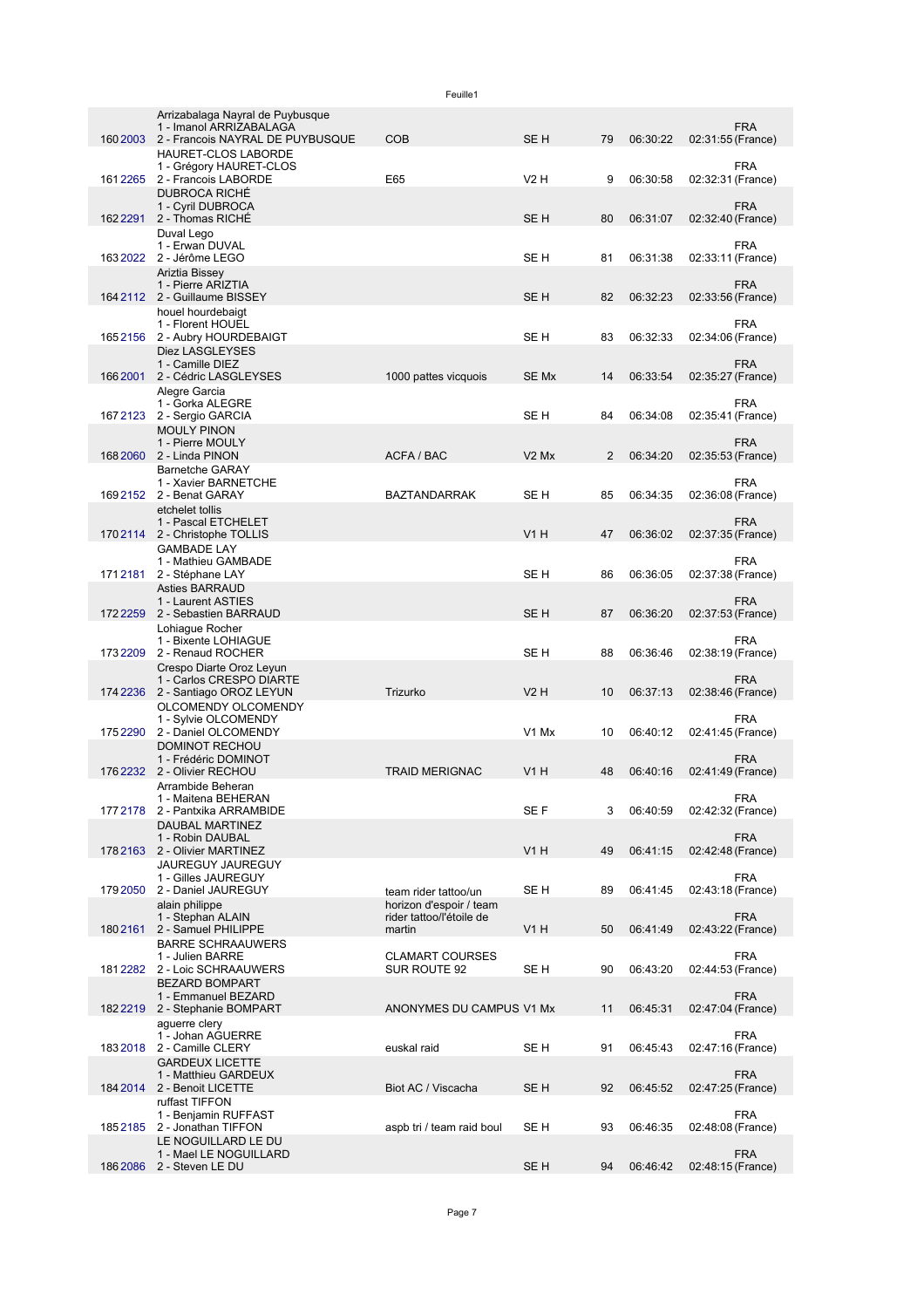| | | | | | | | | |
|---|---|---|---|---|---|---|---|---|
| 160 | 2003 | Arrizabalaga Nayral de Puybusque<br>1 - Imanol ARRIZABALAGA<br>2 - Francois NAYRAL DE PUYBUSQUE | COB | SE H | 79 | 06:30:22 | 02:31:55 | FRA (France) |
| 161 | 2265 | HAURET-CLOS LABORDE<br>1 - Grégory HAURET-CLOS<br>2 - Francois LABORDE | E65 | V2 H | 9 | 06:30:58 | 02:32:31 | FRA (France) |
| 162 | 2291 | DUBROCA RICHÉ<br>1 - Cyril DUBROCA<br>2 - Thomas RICHÉ | | SE H | 80 | 06:31:07 | 02:32:40 | FRA (France) |
| 163 | 2022 | Duval Lego<br>1 - Erwan DUVAL<br>2 - Jérôme LEGO | | SE H | 81 | 06:31:38 | 02:33:11 | FRA (France) |
| 164 | 2112 | Ariztia Bissey<br>1 - Pierre ARIZTIA<br>2 - Guillaume BISSEY | | SE H | 82 | 06:32:23 | 02:33:56 | FRA (France) |
| 165 | 2156 | houel hourdebaigt<br>1 - Florent HOUEL<br>2 - Aubry HOURDEBAIGT | | SE H | 83 | 06:32:33 | 02:34:06 | FRA (France) |
| 166 | 2001 | Diez LASGLEYSES<br>1 - Camille DIEZ<br>2 - Cédric LASGLEYSES | 1000 pattes vicquois | SE Mx | 14 | 06:33:54 | 02:35:27 | FRA (France) |
| 167 | 2123 | Alegre Garcia<br>1 - Gorka ALEGRE<br>2 - Sergio GARCIA | | SE H | 84 | 06:34:08 | 02:35:41 | FRA (France) |
| 168 | 2060 | MOULY PINON<br>1 - Pierre MOULY<br>2 - Linda PINON | ACFA / BAC | V2 Mx | 2 | 06:34:20 | 02:35:53 | FRA (France) |
| 169 | 2152 | Barnetche GARAY<br>1 - Xavier BARNETCHE<br>2 - Benat GARAY | BAZTANDARRAK | SE H | 85 | 06:34:35 | 02:36:08 | FRA (France) |
| 170 | 2114 | etchelet tollis<br>1 - Pascal ETCHELET<br>2 - Christophe TOLLIS | | V1 H | 47 | 06:36:02 | 02:37:35 | FRA (France) |
| 171 | 2181 | GAMBADE LAY<br>1 - Mathieu GAMBADE<br>2 - Stéphane LAY | | SE H | 86 | 06:36:05 | 02:37:38 | FRA (France) |
| 172 | 2259 | Asties BARRAUD<br>1 - Laurent ASTIES<br>2 - Sebastien BARRAUD | | SE H | 87 | 06:36:20 | 02:37:53 | FRA (France) |
| 173 | 2209 | Lohiague Rocher<br>1 - Bixente LOHIAGUE<br>2 - Renaud ROCHER | | SE H | 88 | 06:36:46 | 02:38:19 | FRA (France) |
| 174 | 2236 | Crespo Diarte Oroz Leyun<br>1 - Carlos CRESPO DIARTE<br>2 - Santiago OROZ LEYUN | Trizurko | V2 H | 10 | 06:37:13 | 02:38:46 | FRA (France) |
| 175 | 2290 | OLCOMENDY OLCOMENDY<br>1 - Sylvie OLCOMENDY<br>2 - Daniel OLCOMENDY | | V1 Mx | 10 | 06:40:12 | 02:41:45 | FRA (France) |
| 176 | 2232 | DOMINOT RECHOU<br>1 - Frédéric DOMINOT<br>2 - Olivier RECHOU | TRAID MERIGNAC | V1 H | 48 | 06:40:16 | 02:41:49 | FRA (France) |
| 177 | 2178 | Arrambide Beheran<br>1 - Maitena BEHERAN<br>2 - Pantxika ARRAMBIDE | | SE F | 3 | 06:40:59 | 02:42:32 | FRA (France) |
| 178 | 2163 | DAUBAL MARTINEZ<br>1 - Robin DAUBAL<br>2 - Olivier MARTINEZ | | V1 H | 49 | 06:41:15 | 02:42:48 | FRA (France) |
| 179 | 2050 | JAUREGUY JAUREGUY<br>1 - Gilles JAUREGUY<br>2 - Daniel JAUREGUY | team rider tattoo/un | SE H | 89 | 06:41:45 | 02:43:18 | FRA (France) |
| 180 | 2161 | alain philippe<br>1 - Stephan ALAIN<br>2 - Samuel PHILIPPE | horizon d'espoir / team rider tattoo/l'étoile de martin | V1 H | 50 | 06:41:49 | 02:43:22 | FRA (France) |
| 181 | 2282 | BARRE SCHRAAUWERS<br>1 - Julien BARRE<br>2 - Loic SCHRAAUWERS | CLAMART COURSES SUR ROUTE 92 | SE H | 90 | 06:43:20 | 02:44:53 | FRA (France) |
| 182 | 2219 | BEZARD BOMPART<br>1 - Emmanuel BEZARD<br>2 - Stephanie BOMPART | ANONYMES DU CAMPUS | V1 Mx | 11 | 06:45:31 | 02:47:04 | FRA (France) |
| 183 | 2018 | aguerre clery<br>1 - Johan AGUERRE<br>2 - Camille CLERY | euskal raid | SE H | 91 | 06:45:43 | 02:47:16 | FRA (France) |
| 184 | 2014 | GARDEUX LICETTE<br>1 - Matthieu GARDEUX<br>2 - Benoit LICETTE | Biot AC / Viscacha | SE H | 92 | 06:45:52 | 02:47:25 | FRA (France) |
| 185 | 2185 | ruffast TIFFON<br>1 - Benjamin RUFFAST<br>2 - Jonathan TIFFON | aspb tri / team raid boul | SE H | 93 | 06:46:35 | 02:48:08 | FRA (France) |
| 186 | 2086 | LE NOGUILLARD LE DU<br>1 - Mael LE NOGUILLARD<br>2 - Steven LE DU | | SE H | 94 | 06:46:42 | 02:48:15 | FRA (France) |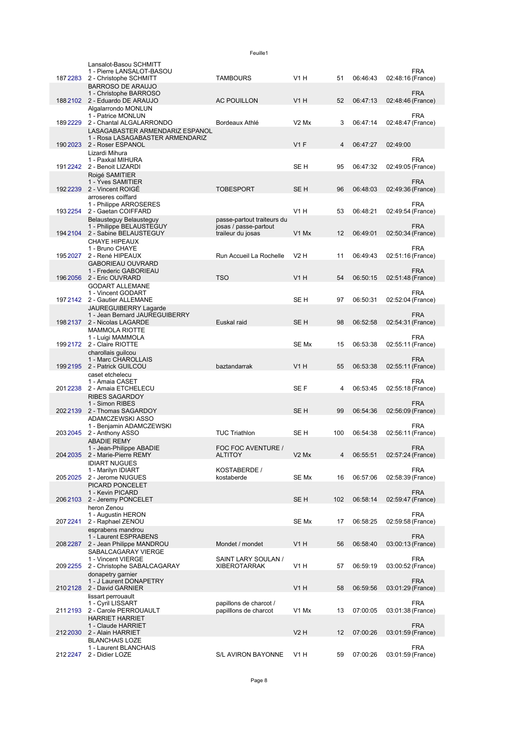| Rang | Dossard | Équipe | Club | Catégorie | Rang cat. | Temps | Écart | Nat. |
|---|---|---|---|---|---|---|---|---|
| 187 | 2283 | Lansalot-Basou SCHMITT<br>1 - Pierre LANSALOT-BASOU<br>2 - Christophe SCHMITT | TAMBOURS | V1 H | 51 | 06:46:43 | 02:48:16 | FRA (France) |
| 188 | 2102 | BARROSO DE ARAUJO<br>1 - Christophe BARROSO<br>2 - Eduardo DE ARAUJO | AC POUILLON | V1 H | 52 | 06:47:13 | 02:48:46 | FRA (France) |
| 189 | 2229 | Algalarrondo MONLUN<br>1 - Patrice MONLUN<br>2 - Chantal ALGALARRONDO | Bordeaux Athlé | V2 Mx | 3 | 06:47:14 | 02:48:47 | FRA (France) |
| 190 | 2023 | LASAGABASTER ARMENDARIZ ESPANOL<br>1 - Rosa LASAGABASTER ARMENDARIZ<br>2 - Roser ESPANOL | | V1 F | 4 | 06:47:27 | 02:49:00 | |
| 191 | 2242 | Lizardi Mihura<br>1 - Paxkal MIHURA<br>2 - Benoit LIZARDI | | SE H | 95 | 06:47:32 | 02:49:05 | FRA (France) |
| 192 | 2239 | Roigé SAMITIER<br>1 - Yves SAMITIER<br>2 - Vincent ROIGÉ | TOBESPORT | SE H | 96 | 06:48:03 | 02:49:36 | FRA (France) |
| 193 | 2254 | arroseres coiffard<br>1 - Philippe ARROSERES<br>2 - Gaetan COIFFARD | | V1 H | 53 | 06:48:21 | 02:49:54 | FRA (France) |
| 194 | 2104 | Belausteguy Belausteguy<br>1 - Philippe BELAUSTEGUY<br>2 - Sabine BELAUSTEGUY | passe-partout traiteurs du josas / passe-partout traileur du josas | V1 Mx | 12 | 06:49:01 | 02:50:34 | FRA (France) |
| 195 | 2027 | CHAYE HIPEAUX<br>1 - Bruno CHAYE<br>2 - René HIPEAUX | Run Accueil La Rochelle | V2 H | 11 | 06:49:43 | 02:51:16 | FRA (France) |
| 196 | 2056 | GABORIEAU OUVRARD<br>1 - Frederic GABORIEAU<br>2 - Eric OUVRARD | TSO | V1 H | 54 | 06:50:15 | 02:51:48 | FRA (France) |
| 197 | 2142 | GODART ALLEMANE<br>1 - Vincent GODART<br>2 - Gautier ALLEMANE | | SE H | 97 | 06:50:31 | 02:52:04 | FRA (France) |
| 198 | 2137 | JAUREGUIBERRY Lagarde<br>1 - Jean Bernard JAUREGUIBERRY<br>2 - Nicolas LAGARDE | Euskal raid | SE H | 98 | 06:52:58 | 02:54:31 | FRA (France) |
| 199 | 2172 | MAMMOLA RIOTTE<br>1 - Luigi MAMMOLA<br>2 - Claire RIOTTE | | SE Mx | 15 | 06:53:38 | 02:55:11 | FRA (France) |
| 199 | 2195 | charollais guilcou<br>1 - Marc CHAROLLAIS<br>2 - Patrick GUILCOU | baztandarrak | V1 H | 55 | 06:53:38 | 02:55:11 | FRA (France) |
| 201 | 2238 | caset etchelecu<br>1 - Amaia CASET<br>2 - Amaia ETCHELECU | | SE F | 4 | 06:53:45 | 02:55:18 | FRA (France) |
| 202 | 2139 | RIBES SAGARDOY<br>1 - Simon RIBES<br>2 - Thomas SAGARDOY | | SE H | 99 | 06:54:36 | 02:56:09 | FRA (France) |
| 203 | 2045 | ADAMCZEWSKI ASSO<br>1 - Benjamin ADAMCZEWSKI<br>2 - Anthony ASSO | TUC Triathlon | SE H | 100 | 06:54:38 | 02:56:11 | FRA (France) |
| 204 | 2035 | ABADIE REMY<br>1 - Jean-Philippe ABADIE<br>2 - Marie-Pierre REMY | FOC FOC AVENTURE / ALTITOY | V2 Mx | 4 | 06:55:51 | 02:57:24 | FRA (France) |
| 205 | 2025 | IDIART NUGUES<br>1 - Marilyn IDIART<br>2 - Jerome NUGUES | KOSTABERDE / kostaberde | SE Mx | 16 | 06:57:06 | 02:58:39 | FRA (France) |
| 206 | 2103 | PICARD PONCELET<br>1 - Kevin PICARD<br>2 - Jeremy PONCELET | | SE H | 102 | 06:58:14 | 02:59:47 | FRA (France) |
| 207 | 2241 | heron Zenou<br>1 - Augustin HERON<br>2 - Raphael ZENOU | | SE Mx | 17 | 06:58:25 | 02:59:58 | FRA (France) |
| 208 | 2287 | esprabens mandrou<br>1 - Laurent ESPRABENS<br>2 - Jean Philippe MANDROU | Mondet / mondet | V1 H | 56 | 06:58:40 | 03:00:13 | FRA (France) |
| 209 | 2255 | SABALCAGARAY VIERGE<br>1 - Vincent VIERGE<br>2 - Christophe SABALCAGARAY | SAINT LARY SOULAN / XIBEROTARRAK | V1 H | 57 | 06:59:19 | 03:00:52 | FRA (France) |
| 210 | 2128 | donapetry garnier<br>1 - J Laurent DONAPETRY<br>2 - David GARNIER | | V1 H | 58 | 06:59:56 | 03:01:29 | FRA (France) |
| 211 | 2193 | lissart perrouault<br>1 - Cyril LISSART<br>2 - Carole PERROUAULT | papillons de charcot / papilllons de charcot | V1 Mx | 13 | 07:00:05 | 03:01:38 | FRA (France) |
| 212 | 2030 | HARRIET HARRIET<br>1 - Claude HARRIET<br>2 - Alain HARRIET | | V2 H | 12 | 07:00:26 | 03:01:59 | FRA (France) |
| 212 | 2247 | BLANCHAIS LOZE<br>1 - Laurent BLANCHAIS<br>2 - Didier LOZE | S/L AVIRON BAYONNE | V1 H | 59 | 07:00:26 | 03:01:59 | FRA (France) |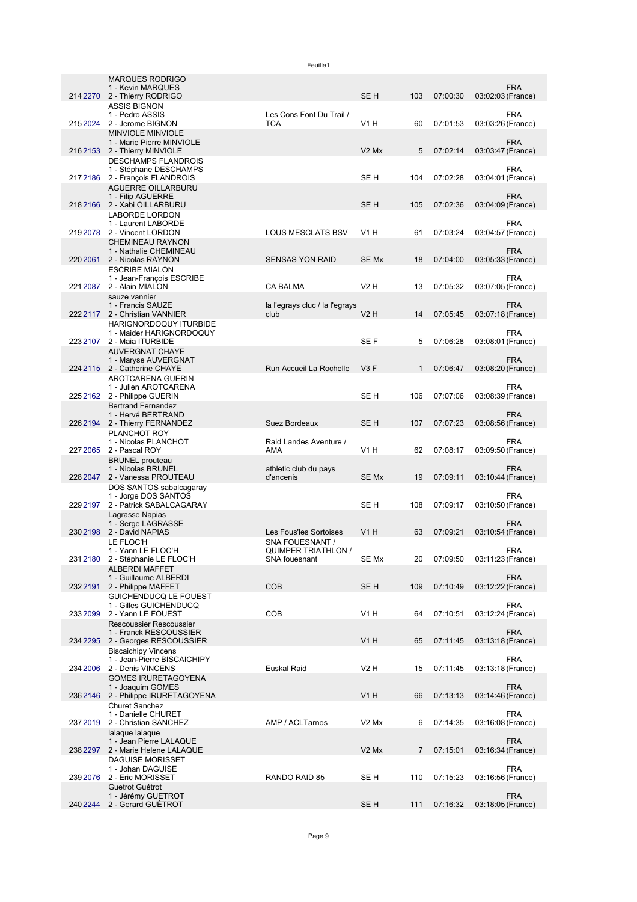| | | | | | | | | |
|---|---|---|---|---|---|---|---|---|
| 214 | 2270 | MARQUES RODRIGO<br>1 - Kevin MARQUES<br>2 - Thierry RODRIGO | | SE H | 103 | 07:00:30 | 03:02:03 | FRA (France) |
| 215 | 2024 | ASSIS BIGNON<br>1 - Pedro ASSIS<br>2 - Jerome BIGNON | Les Cons Font Du Trail / TCA | V1 H | 60 | 07:01:53 | 03:03:26 | FRA (France) |
| 216 | 2153 | MINVIOLE MINVIOLE<br>1 - Marie Pierre MINVIOLE<br>2 - Thierry MINVIOLE | | V2 Mx | 5 | 07:02:14 | 03:03:47 | FRA (France) |
| 217 | 2186 | DESCHAMPS FLANDROIS<br>1 - Stéphane DESCHAMPS<br>2 - François FLANDROIS | | SE H | 104 | 07:02:28 | 03:04:01 | FRA (France) |
| 218 | 2166 | AGUERRE OILLARBURU<br>1 - Filip AGUERRE<br>2 - Xabi OILLARBURU | | SE H | 105 | 07:02:36 | 03:04:09 | FRA (France) |
| 219 | 2078 | LABORDE LORDON<br>1 - Laurent LABORDE<br>2 - Vincent LORDON | LOUS MESCLATS BSV | V1 H | 61 | 07:03:24 | 03:04:57 | FRA (France) |
| 220 | 2061 | CHEMINEAU RAYNON<br>1 - Nathalie CHEMINEAU<br>2 - Nicolas RAYNON | SENSAS YON RAID | SE Mx | 18 | 07:04:00 | 03:05:33 | FRA (France) |
| 221 | 2087 | ESCRIBE MIALON<br>1 - Jean-François ESCRIBE<br>2 - Alain MIALON | CA BALMA | V2 H | 13 | 07:05:32 | 03:07:05 | FRA (France) |
| 222 | 2117 | sauze vannier<br>1 - Francis SAUZE<br>2 - Christian VANNIER | la l'egrays cluc / la l'egrays club | V2 H | 14 | 07:05:45 | 03:07:18 | FRA (France) |
| 223 | 2107 | HARIGNORDOQUY ITURBIDE<br>1 - Maider HARIGNORDOQUY<br>2 - Maia ITURBIDE | | SE F | 5 | 07:06:28 | 03:08:01 | FRA (France) |
| 224 | 2115 | AUVERGNAT CHAYE<br>1 - Maryse AUVERGNAT<br>2 - Catherine CHAYE | Run Accueil La Rochelle | V3 F | 1 | 07:06:47 | 03:08:20 | FRA (France) |
| 225 | 2162 | AROTCARENA GUERIN<br>1 - Julien AROTCARENA<br>2 - Philippe GUERIN | | SE H | 106 | 07:07:06 | 03:08:39 | FRA (France) |
| 226 | 2194 | Bertrand Fernandez<br>1 - Hervé BERTRAND<br>2 - Thierry FERNANDEZ | Suez Bordeaux | SE H | 107 | 07:07:23 | 03:08:56 | FRA (France) |
| 227 | 2065 | PLANCHOT ROY<br>1 - Nicolas PLANCHOT<br>2 - Pascal ROY | Raid Landes Aventure / AMA | V1 H | 62 | 07:08:17 | 03:09:50 | FRA (France) |
| 228 | 2047 | BRUNEL prouteau<br>1 - Nicolas BRUNEL<br>2 - Vanessa PROUTEAU | athletic club du pays d'ancenis | SE Mx | 19 | 07:09:11 | 03:10:44 | FRA (France) |
| 229 | 2197 | DOS SANTOS sabalcagaray<br>1 - Jorge DOS SANTOS<br>2 - Patrick SABALCAGARAY | | SE H | 108 | 07:09:17 | 03:10:50 | FRA (France) |
| 230 | 2198 | Lagrasse Napias<br>1 - Serge LAGRASSE<br>2 - David NAPIAS | Les Fous'les Sortoises | V1 H | 63 | 07:09:21 | 03:10:54 | FRA (France) |
| 231 | 2180 | LE FLOC'H<br>1 - Yann LE FLOC'H<br>2 - Stéphanie LE FLOC'H | SNA FOUESNANT / QUIMPER TRIATHLON / SNA fouesnant | SE Mx | 20 | 07:09:50 | 03:11:23 | FRA (France) |
| 232 | 2191 | ALBERDI MAFFET<br>1 - Guillaume ALBERDI<br>2 - Philippe MAFFET | COB | SE H | 109 | 07:10:49 | 03:12:22 | FRA (France) |
| 233 | 2099 | GUICHENDUCQ LE FOUEST<br>1 - Gilles GUICHENDUCQ<br>2 - Yann LE FOUEST | COB | V1 H | 64 | 07:10:51 | 03:12:24 | FRA (France) |
| 234 | 2295 | Rescoussier Rescoussier<br>1 - Franck RESCOUSSIER<br>2 - Georges RESCOUSSIER | | V1 H | 65 | 07:11:45 | 03:13:18 | FRA (France) |
| 234 | 2006 | Biscaichipy Vincens<br>1 - Jean-Pierre BISCAICHIPY<br>2 - Denis VINCENS | Euskal Raid | V2 H | 15 | 07:11:45 | 03:13:18 | FRA (France) |
| 236 | 2146 | GOMES IRURETAGOYENA<br>1 - Joaquim GOMES<br>2 - Philippe IRURETAGOYENA | | V1 H | 66 | 07:13:13 | 03:14:46 | FRA (France) |
| 237 | 2019 | Churet Sanchez<br>1 - Danielle CHURET<br>2 - Christian SANCHEZ | AMP / ACLTarnos | V2 Mx | 6 | 07:14:35 | 03:16:08 | FRA (France) |
| 238 | 2297 | lalaque lalaque<br>1 - Jean Pierre LALAQUE<br>2 - Marie Helene LALAQUE | | V2 Mx | 7 | 07:15:01 | 03:16:34 | FRA (France) |
| 239 | 2076 | DAGUISE MORISSET<br>1 - Johan DAGUISE<br>2 - Eric MORISSET | RANDO RAID 85 | SE H | 110 | 07:15:23 | 03:16:56 | FRA (France) |
| 240 | 2244 | Guetrot Guétrot<br>1 - Jérémy GUETROT<br>2 - Gerard GUÉTROT | | SE H | 111 | 07:16:32 | 03:18:05 | FRA (France) |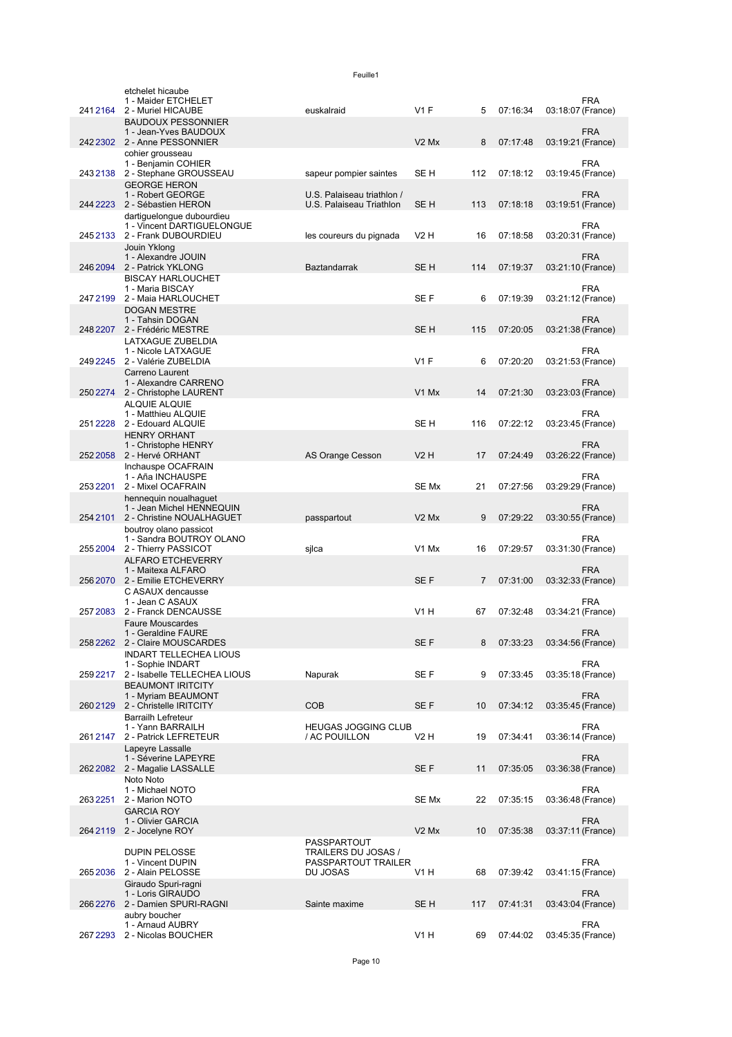| Rank | Bib | Team | Club | Cat | Cat rank | Time | Gap | Nat |
|---|---|---|---|---|---|---|---|---|
| 241 | 2164 | etchelet hicaube<br>1 - Maider ETCHELET<br>2 - Muriel HICAUBE | euskalraid | V1 F | 5 | 07:16:34 | 03:18:07 | FRA (France) |
| 242 | 2302 | BAUDOUX PESSONNIER<br>1 - Jean-Yves BAUDOUX<br>2 - Anne PESSONNIER | | V2 Mx | 8 | 07:17:48 | 03:19:21 | FRA (France) |
| 243 | 2138 | cohier grousseau<br>1 - Benjamin COHIER<br>2 - Stephane GROUSSEAU | sapeur pompier saintes | SE H | 112 | 07:18:12 | 03:19:45 | FRA (France) |
| 244 | 2223 | GEORGE HERON<br>1 - Robert GEORGE<br>2 - Sébastien HERON | U.S. Palaiseau triathlon / U.S. Palaiseau Triathlon | SE H | 113 | 07:18:18 | 03:19:51 | FRA (France) |
| 245 | 2133 | dartiguelongue dubourdieu<br>1 - Vincent DARTIGUELONGUE<br>2 - Frank DUBOURDIEU | les coureurs du pignada | V2 H | 16 | 07:18:58 | 03:20:31 | FRA (France) |
| 246 | 2094 | Jouin Yklong<br>1 - Alexandre JOUIN<br>2 - Patrick YKLONG | Baztandarrak | SE H | 114 | 07:19:37 | 03:21:10 | FRA (France) |
| 247 | 2199 | BISCAY HARLOUCHET<br>1 - Maria BISCAY<br>2 - Maia HARLOUCHET | | SE F | 6 | 07:19:39 | 03:21:12 | FRA (France) |
| 248 | 2207 | DOGAN MESTRE<br>1 - Tahsin DOGAN<br>2 - Frédéric MESTRE | | SE H | 115 | 07:20:05 | 03:21:38 | FRA (France) |
| 249 | 2245 | LATXAGUE ZUBELDIA<br>1 - Nicole LATXAGUE<br>2 - Valérie ZUBELDIA | | V1 F | 6 | 07:20:20 | 03:21:53 | FRA (France) |
| 250 | 2274 | Carreno Laurent<br>1 - Alexandre CARRENO<br>2 - Christophe LAURENT | | V1 Mx | 14 | 07:21:30 | 03:23:03 | FRA (France) |
| 251 | 2228 | ALQUIE ALQUIE<br>1 - Matthieu ALQUIE<br>2 - Edouard ALQUIE | | SE H | 116 | 07:22:12 | 03:23:45 | FRA (France) |
| 252 | 2058 | HENRY ORHANT<br>1 - Christophe HENRY<br>2 - Hervé ORHANT | AS Orange Cesson | V2 H | 17 | 07:24:49 | 03:26:22 | FRA (France) |
| 253 | 2201 | Inchauspe OCAFRAIN<br>1 - Aña INCHAUSPE<br>2 - Mixel OCAFRAIN | | SE Mx | 21 | 07:27:56 | 03:29:29 | FRA (France) |
| 254 | 2101 | hennequin noualhaguet<br>1 - Jean Michel HENNEQUIN<br>2 - Christine NOUALHAGUET | passpartout | V2 Mx | 9 | 07:29:22 | 03:30:55 | FRA (France) |
| 255 | 2004 | boutroy olano passicot<br>1 - Sandra BOUTROY OLANO<br>2 - Thierry PASSICOT | sjlca | V1 Mx | 16 | 07:29:57 | 03:31:30 | FRA (France) |
| 256 | 2070 | ALFARO ETCHEVERRY<br>1 - Maitexa ALFARO<br>2 - Emilie ETCHEVERRY | | SE F | 7 | 07:31:00 | 03:32:33 | FRA (France) |
| 257 | 2083 | C ASAUX dencausse<br>1 - Jean C ASAUX<br>2 - Franck DENCAUSSE | | V1 H | 67 | 07:32:48 | 03:34:21 | FRA (France) |
| 258 | 2262 | Faure Mouscardes<br>1 - Geraldine FAURE<br>2 - Claire MOUSCARDES | | SE F | 8 | 07:33:23 | 03:34:56 | FRA (France) |
| 259 | 2217 | INDART TELLECHEA LIOUS<br>1 - Sophie INDART<br>2 - Isabelle TELLECHEA LIOUS | Napurak | SE F | 9 | 07:33:45 | 03:35:18 | FRA (France) |
| 260 | 2129 | BEAUMONT IRITCITY<br>1 - Myriam BEAUMONT<br>2 - Christelle IRITCITY | COB | SE F | 10 | 07:34:12 | 03:35:45 | FRA (France) |
| 261 | 2147 | Barrailh Lefreteur<br>1 - Yann BARRAILH<br>2 - Patrick LEFRETEUR | HEUGAS JOGGING CLUB / AC POUILLON | V2 H | 19 | 07:34:41 | 03:36:14 | FRA (France) |
| 262 | 2082 | Lapeyre Lassalle<br>1 - Séverine LAPEYRE<br>2 - Magalie LASSALLE | | SE F | 11 | 07:35:05 | 03:36:38 | FRA (France) |
| 263 | 2251 | Noto Noto<br>1 - Michael NOTO<br>2 - Marion NOTO | | SE Mx | 22 | 07:35:15 | 03:36:48 | FRA (France) |
| 264 | 2119 | GARCIA ROY<br>1 - Olivier GARCIA<br>2 - Jocelyne ROY | | V2 Mx | 10 | 07:35:38 | 03:37:11 | FRA (France) |
| 265 | 2036 | DUPIN PELOSSE<br>1 - Vincent DUPIN<br>2 - Alain PELOSSE | PASSPARTOUT TRAILERS DU JOSAS / PASSPARTOUT TRAILER DU JOSAS | V1 H | 68 | 07:39:42 | 03:41:15 | FRA (France) |
| 266 | 2276 | Giraudo Spuri-ragni<br>1 - Loris GIRAUDO<br>2 - Damien SPURI-RAGNI | Sainte maxime | SE H | 117 | 07:41:31 | 03:43:04 | FRA (France) |
| 267 | 2293 | aubry boucher<br>1 - Arnaud AUBRY<br>2 - Nicolas BOUCHER | | V1 H | 69 | 07:44:02 | 03:45:35 | FRA (France) |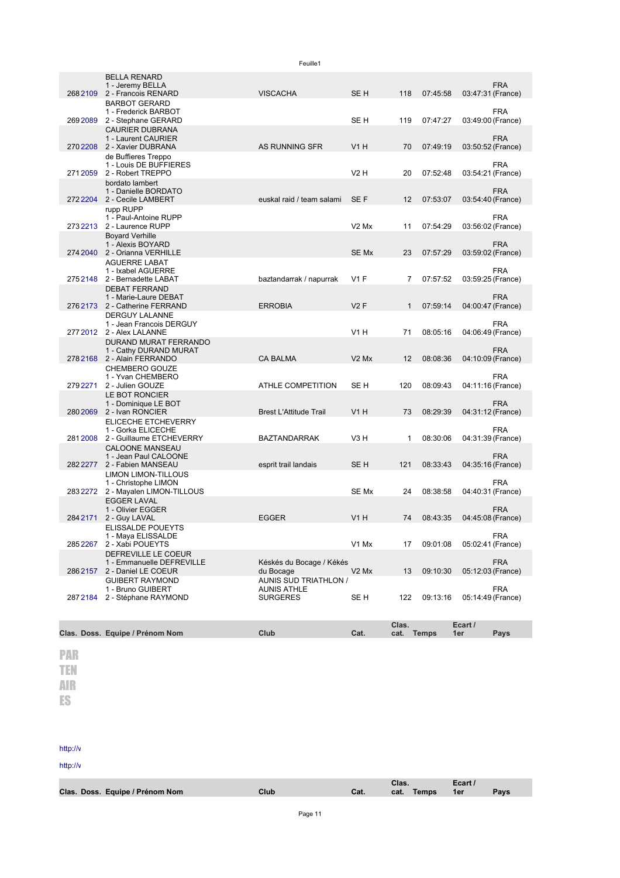| Clas. | Doss. | Equipe / Prénom Nom | Club | Cat. | Clas. cat. | Temps | Ecart / 1er | Pays |
|---|---|---|---|---|---|---|---|---|
| 268 | 2109 | BELLA RENARD<br>1 - Jeremy BELLA<br>2 - Francois RENARD | VISCACHA | SE H | 118 | 07:45:58 | 03:47:31 | FRA (France) |
| 269 | 2089 | BARBOT GERARD<br>1 - Frederick BARBOT<br>2 - Stephane GERARD | | SE H | 119 | 07:47:27 | 03:49:00 | FRA (France) |
| 270 | 2208 | CAURIER DUBRANA<br>1 - Laurent CAURIER<br>2 - Xavier DUBRANA | AS RUNNING SFR | V1 H | 70 | 07:49:19 | 03:50:52 | FRA (France) |
| 271 | 2059 | de Buffieres Treppo<br>1 - Louis DE BUFFIERES<br>2 - Robert TREPPO | | V2 H | 20 | 07:52:48 | 03:54:21 | FRA (France) |
| 272 | 2204 | bordato lambert<br>1 - Danielle BORDATO<br>2 - Cecile LAMBERT | euskal raid / team salami | SE F | 12 | 07:53:07 | 03:54:40 | FRA (France) |
| 273 | 2213 | rupp RUPP<br>1 - Paul-Antoine RUPP<br>2 - Laurence RUPP | | V2 Mx | 11 | 07:54:29 | 03:56:02 | FRA (France) |
| 274 | 2040 | Boyard Verhille<br>1 - Alexis BOYARD<br>2 - Orianna VERHILLE | | SE Mx | 23 | 07:57:29 | 03:59:02 | FRA (France) |
| 275 | 2148 | AGUERRE LABAT<br>1 - Ixabel AGUERRE<br>2 - Bernadette LABAT | baztandarrak / napurrak | V1 F | 7 | 07:57:52 | 03:59:25 | FRA (France) |
| 276 | 2173 | DEBAT FERRAND<br>1 - Marie-Laure DEBAT<br>2 - Catherine FERRAND | ERROBIA | V2 F | 1 | 07:59:14 | 04:00:47 | FRA (France) |
| 277 | 2012 | DERGUY LALANNE<br>1 - Jean Francois DERGUY<br>2 - Alex LALANNE | | V1 H | 71 | 08:05:16 | 04:06:49 | FRA (France) |
| 278 | 2168 | DURAND MURAT FERRANDO<br>1 - Cathy DURAND MURAT<br>2 - Alain FERRANDO | CA BALMA | V2 Mx | 12 | 08:08:36 | 04:10:09 | FRA (France) |
| 279 | 2271 | CHEMBERO GOUZE<br>1 - Yvan CHEMBERO<br>2 - Julien GOUZE | ATHLE COMPETITION | SE H | 120 | 08:09:43 | 04:11:16 | FRA (France) |
| 280 | 2069 | LE BOT RONCIER<br>1 - Dominique LE BOT<br>2 - Ivan RONCIER | Brest L'Attitude Trail | V1 H | 73 | 08:29:39 | 04:31:12 | FRA (France) |
| 281 | 2008 | ELICECHE ETCHEVERRY<br>1 - Gorka ELICECHE<br>2 - Guillaume ETCHEVERRY | BAZTANDARRAK | V3 H | 1 | 08:30:06 | 04:31:39 | FRA (France) |
| 282 | 2277 | CALOONE MANSEAU<br>1 - Jean Paul CALOONE<br>2 - Fabien MANSEAU | esprit trail landais | SE H | 121 | 08:33:43 | 04:35:16 | FRA (France) |
| 283 | 2272 | LIMON LIMON-TILLOUS<br>1 - Christophe LIMON<br>2 - Mayalen LIMON-TILLOUS | | SE Mx | 24 | 08:38:58 | 04:40:31 | FRA (France) |
| 284 | 2171 | EGGER LAVAL<br>1 - Olivier EGGER<br>2 - Guy LAVAL | EGGER | V1 H | 74 | 08:43:35 | 04:45:08 | FRA (France) |
| 285 | 2267 | ELISSALDE POUEYTS<br>1 - Maya ELISSALDE<br>2 - Xabi POUEYTS | | V1 Mx | 17 | 09:01:08 | 05:02:41 | FRA (France) |
| 286 | 2157 | DEFREVILLE LE COEUR<br>1 - Emmanuelle DEFREVILLE<br>2 - Daniel LE COEUR | Késkés du Bocage / Kékés du Bocage | V2 Mx | 13 | 09:10:30 | 05:12:03 | FRA (France) |
| 287 | 2184 | GUIBERT RAYMOND<br>1 - Bruno GUIBERT<br>2 - Stéphane RAYMOND | AUNIS SUD TRIATHLON / AUNIS ATHLE SURGERES | SE H | 122 | 09:13:16 | 05:14:49 | FRA (France) |

PAR
TEN
AIR
ES

http://v

http://v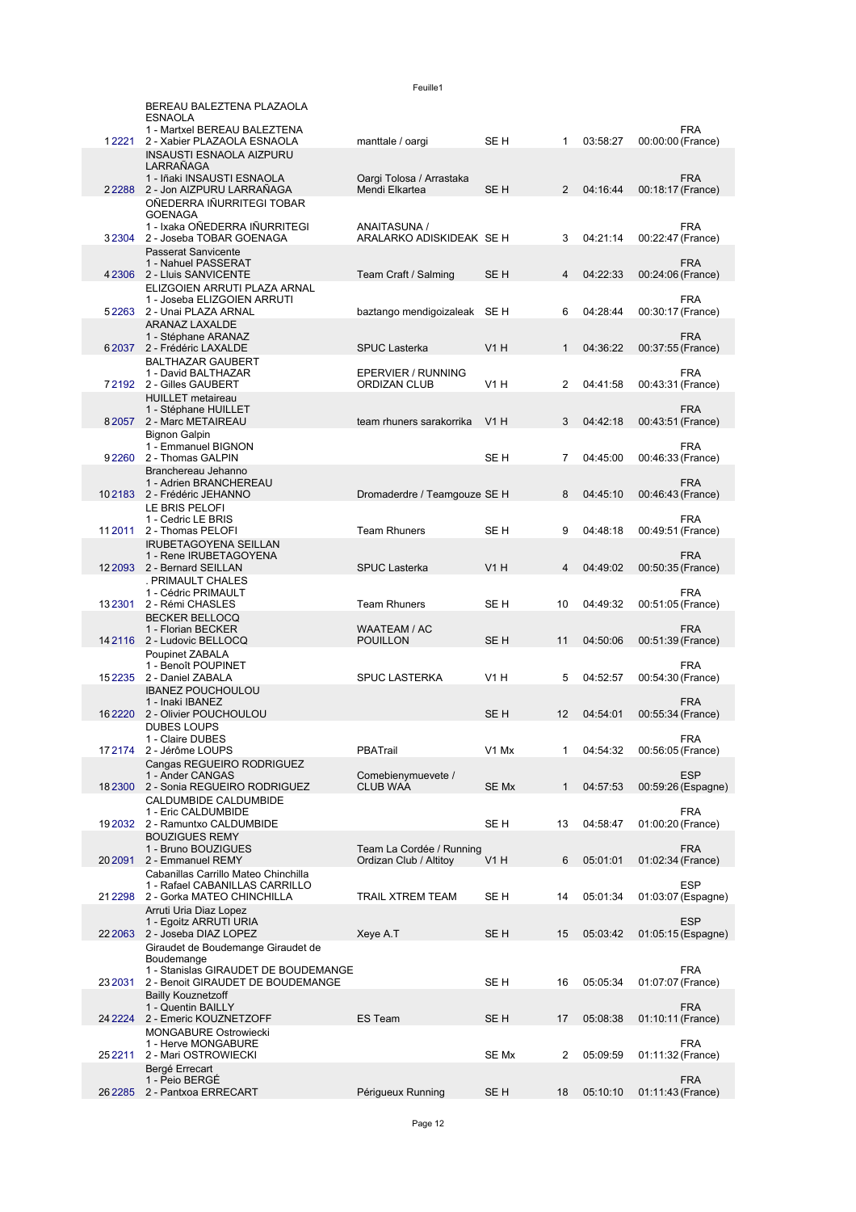| Rank | Bib | Team | Club | Cat | Cat rank | Time | Gap | Nationality |
|---|---|---|---|---|---|---|---|---|
| 1 | 2221 | BEREAU BALEZTENA PLAZAOLA ESNAOLA<br>1 - Martxel BEREAU BALEZTENA<br>2 - Xabier PLAZAOLA ESNAOLA | manttale / oargi | SE H | 1 | 03:58:27 | 00:00:00 | FRA (France) |
| 2 | 2288 | INSAUSTI ESNAOLA AIZPURU LARRAÑAGA<br>1 - Iñaki INSAUSTI ESNAOLA<br>2 - Jon AIZPURU LARRAÑAGA | Oargi Tolosa / Arrastaka Mendi Elkartea | SE H | 2 | 04:16:44 | 00:18:17 | FRA (France) |
| 3 | 2304 | OÑEDERRA IÑURRITEGI TOBAR GOENAGA<br>1 - Ixaka OÑEDERRA IÑURRITEGI<br>2 - Joseba TOBAR GOENAGA | ANAITASUNA / ARALARKO ADISKIDEAK | SE H | 3 | 04:21:14 | 00:22:47 | FRA (France) |
| 4 | 2306 | Passerat Sanvicente<br>1 - Nahuel PASSERAT<br>2 - Lluis SANVICENTE | Team Craft / Salming | SE H | 4 | 04:22:33 | 00:24:06 | FRA (France) |
| 5 | 2263 | ELIZGOIEN ARRUTI PLAZA ARNAL<br>1 - Joseba ELIZGOIEN ARRUTI<br>2 - Unai PLAZA ARNAL | baztango mendigoizaleak | SE H | 6 | 04:28:44 | 00:30:17 | FRA (France) |
| 6 | 2037 | ARANAZ LAXALDE<br>1 - Stéphane ARANAZ<br>2 - Frédéric LAXALDE | SPUC Lasterka | V1 H | 1 | 04:36:22 | 00:37:55 | FRA (France) |
| 7 | 2192 | BALTHAZAR GAUBERT<br>1 - David BALTHAZAR<br>2 - Gilles GAUBERT | EPERVIER / RUNNING ORDIZAN CLUB | V1 H | 2 | 04:41:58 | 00:43:31 | FRA (France) |
| 8 | 2057 | HUILLET metaireau<br>1 - Stéphane HUILLET<br>2 - Marc METAIREAU | team rhuners sarakorrika | V1 H | 3 | 04:42:18 | 00:43:51 | FRA (France) |
| 9 | 2260 | Bignon Galpin<br>1 - Emmanuel BIGNON<br>2 - Thomas GALPIN | | SE H | 7 | 04:45:00 | 00:46:33 | FRA (France) |
| 10 | 2183 | Branchereau Jehanno<br>1 - Adrien BRANCHEREAU<br>2 - Frédéric JEHANNO | Dromaderdre / Teamgouze | SE H | 8 | 04:45:10 | 00:46:43 | FRA (France) |
| 11 | 2011 | LE BRIS PELOFI<br>1 - Cedric LE BRIS<br>2 - Thomas PELOFI | Team Rhuners | SE H | 9 | 04:48:18 | 00:49:51 | FRA (France) |
| 12 | 2093 | IRUBETAGOYENA SEILLAN<br>1 - Rene IRUBETAGOYENA<br>2 - Bernard SEILLAN | SPUC Lasterka | V1 H | 4 | 04:49:02 | 00:50:35 | FRA (France) |
| 13 | 2301 | . PRIMAULT CHALES<br>1 - Cédric PRIMAULT<br>2 - Rémi CHASLES | Team Rhuners | SE H | 10 | 04:49:32 | 00:51:05 | FRA (France) |
| 14 | 2116 | BECKER BELLOCQ<br>1 - Florian BECKER<br>2 - Ludovic BELLOCQ | WAATEAM / AC POUILLON | SE H | 11 | 04:50:06 | 00:51:39 | FRA (France) |
| 15 | 2235 | Poupinet ZABALA<br>1 - Benoît POUPINET<br>2 - Daniel ZABALA | SPUC LASTERKA | V1 H | 5 | 04:52:57 | 00:54:30 | FRA (France) |
| 16 | 2220 | IBANEZ POUCHOULOU<br>1 - Inaki IBANEZ<br>2 - Olivier POUCHOULOU | | SE H | 12 | 04:54:01 | 00:55:34 | FRA (France) |
| 17 | 2174 | DUBES LOUPS<br>1 - Claire DUBES<br>2 - Jérôme LOUPS | PBATrail | V1 Mx | 1 | 04:54:32 | 00:56:05 | FRA (France) |
| 18 | 2300 | Cangas REGUEIRO RODRIGUEZ<br>1 - Ander CANGAS<br>2 - Sonia REGUEIRO RODRIGUEZ | Comebienymuevete / CLUB WAA | SE Mx | 1 | 04:57:53 | 00:59:26 | ESP (Espagne) |
| 19 | 2032 | CALDUMBIDE CALDUMBIDE<br>1 - Eric CALDUMBIDE<br>2 - Ramuntxo CALDUMBIDE | | SE H | 13 | 04:58:47 | 01:00:20 | FRA (France) |
| 20 | 2091 | BOUZIGUES REMY<br>1 - Bruno BOUZIGUES<br>2 - Emmanuel REMY | Team La Cordée / Running Ordizan Club / Altitoy | V1 H | 6 | 05:01:01 | 01:02:34 | FRA (France) |
| 21 | 2298 | Cabanillas Carrillo Mateo Chinchilla<br>1 - Rafael CABANILLAS CARRILLO<br>2 - Gorka MATEO CHINCHILLA | TRAIL XTREM TEAM | SE H | 14 | 05:01:34 | 01:03:07 | ESP (Espagne) |
| 22 | 2063 | Arruti Uria Diaz Lopez<br>1 - Egoitz ARRUTI URIA<br>2 - Joseba DIAZ LOPEZ | Xeye A.T | SE H | 15 | 05:03:42 | 01:05:15 | ESP (Espagne) |
| 23 | 2031 | Giraudet de Boudemange Giraudet de Boudemange<br>1 - Stanislas GIRAUDET DE BOUDEMANGE<br>2 - Benoit GIRAUDET DE BOUDEMANGE | | SE H | 16 | 05:05:34 | 01:07:07 | FRA (France) |
| 24 | 2224 | Bailly Kouznetzoff<br>1 - Quentin BAILLY<br>2 - Emeric KOUZNETZOFF | ES Team | SE H | 17 | 05:08:38 | 01:10:11 | FRA (France) |
| 25 | 2211 | MONGABURE Ostrowiecki<br>1 - Herve MONGABURE<br>2 - Mari OSTROWIECKI | | SE Mx | 2 | 05:09:59 | 01:11:32 | FRA (France) |
| 26 | 2285 | Bergé Errecart<br>1 - Peio BERGÉ<br>2 - Pantxoa ERRECART | Périgueux Running | SE H | 18 | 05:10:10 | 01:11:43 | FRA (France) |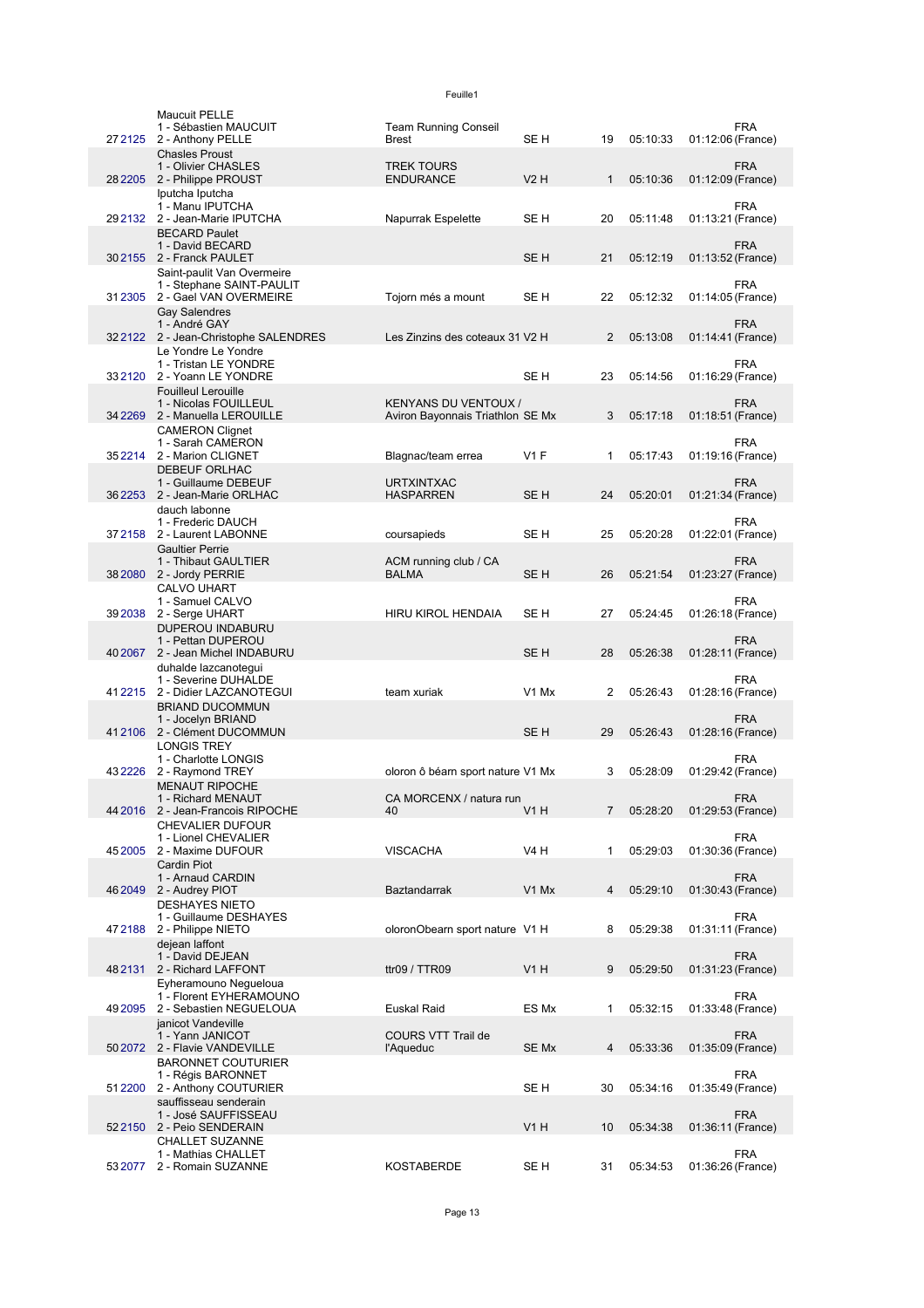| Rank | Bib | Team | Club | Cat | Cat rank | Time | Gap | Nat |
|---|---|---|---|---|---|---|---|---|
| 27 | 2125 | Maucuit PELLE<br>1 - Sébastien MAUCUIT<br>2 - Anthony PELLE | Team Running Conseil Brest | SE H | 19 | 05:10:33 | 01:12:06 | FRA (France) |
| 28 | 2205 | Chasles Proust<br>1 - Olivier CHASLES<br>2 - Philippe PROUST | TREK TOURS ENDURANCE | V2 H | 1 | 05:10:36 | 01:12:09 | FRA (France) |
| 29 | 2132 | Iputcha Iputcha<br>1 - Manu IPUTCHA<br>2 - Jean-Marie IPUTCHA | Napurrak Espelette | SE H | 20 | 05:11:48 | 01:13:21 | FRA (France) |
| 30 | 2155 | BECARD Paulet<br>1 - David BECARD<br>2 - Franck PAULET | | SE H | 21 | 05:12:19 | 01:13:52 | FRA (France) |
| 31 | 2305 | Saint-paulit Van Overmeire<br>1 - Stephane SAINT-PAULIT<br>2 - Gael VAN OVERMEIRE | Tojorn més a mount | SE H | 22 | 05:12:32 | 01:14:05 | FRA (France) |
| 32 | 2122 | Gay Salendres<br>1 - André GAY<br>2 - Jean-Christophe SALENDRES | Les Zinzins des coteaux 31 | V2 H | 2 | 05:13:08 | 01:14:41 | FRA (France) |
| 33 | 2120 | Le Yondre Le Yondre<br>1 - Tristan LE YONDRE<br>2 - Yoann LE YONDRE | | SE H | 23 | 05:14:56 | 01:16:29 | FRA (France) |
| 34 | 2269 | Fouilleul Lerouille<br>1 - Nicolas FOUILLEUL<br>2 - Manuella LEROUILLE | KENYANS DU VENTOUX / Aviron Bayonnais Triathlon | SE Mx | 3 | 05:17:18 | 01:18:51 | FRA (France) |
| 35 | 2214 | CAMERON Clignet<br>1 - Sarah CAMERON<br>2 - Marion CLIGNET | Blagnac/team errea | V1 F | 1 | 05:17:43 | 01:19:16 | FRA (France) |
| 36 | 2253 | DEBEUF ORLHAC<br>1 - Guillaume DEBEUF<br>2 - Jean-Marie ORLHAC | URTXINTXAC HASPARREN | SE H | 24 | 05:20:01 | 01:21:34 | FRA (France) |
| 37 | 2158 | dauch labonne<br>1 - Frederic DAUCH<br>2 - Laurent LABONNE | coursapieds | SE H | 25 | 05:20:28 | 01:22:01 | FRA (France) |
| 38 | 2080 | Gaultier Perrie<br>1 - Thibaut GAULTIER<br>2 - Jordy PERRIE | ACM running club / CA BALMA | SE H | 26 | 05:21:54 | 01:23:27 | FRA (France) |
| 39 | 2038 | CALVO UHART<br>1 - Samuel CALVO<br>2 - Serge UHART | HIRU KIROL HENDAIA | SE H | 27 | 05:24:45 | 01:26:18 | FRA (France) |
| 40 | 2067 | DUPEROU INDABURU<br>1 - Pettan DUPEROU<br>2 - Jean Michel INDABURU | | SE H | 28 | 05:26:38 | 01:28:11 | FRA (France) |
| 41 | 2215 | duhalde lazcanotegui<br>1 - Severine DUHALDE<br>2 - Didier LAZCANOTEGUI | team xuriak | V1 Mx | 2 | 05:26:43 | 01:28:16 | FRA (France) |
| 41 | 2106 | BRIAND DUCOMMUN<br>1 - Jocelyn BRIAND<br>2 - Clément DUCOMMUN | | SE H | 29 | 05:26:43 | 01:28:16 | FRA (France) |
| 43 | 2226 | LONGIS TREY<br>1 - Charlotte LONGIS<br>2 - Raymond TREY | oloron ô béarn sport nature | V1 Mx | 3 | 05:28:09 | 01:29:42 | FRA (France) |
| 44 | 2016 | MENAUT RIPOCHE<br>1 - Richard MENAUT<br>2 - Jean-Francois RIPOCHE | CA MORCENX / natura run 40 | V1 H | 7 | 05:28:20 | 01:29:53 | FRA (France) |
| 45 | 2005 | CHEVALIER DUFOUR<br>1 - Lionel CHEVALIER<br>2 - Maxime DUFOUR | VISCACHA | V4 H | 1 | 05:29:03 | 01:30:36 | FRA (France) |
| 46 | 2049 | Cardin Piot<br>1 - Arnaud CARDIN<br>2 - Audrey PIOT | Baztandarrak | V1 Mx | 4 | 05:29:10 | 01:30:43 | FRA (France) |
| 47 | 2188 | DESHAYES NIETO<br>1 - Guillaume DESHAYES<br>2 - Philippe NIETO | oloronObearn sport nature | V1 H | 8 | 05:29:38 | 01:31:11 | FRA (France) |
| 48 | 2131 | dejean laffont<br>1 - David DEJEAN<br>2 - Richard LAFFONT | ttr09 / TTR09 | V1 H | 9 | 05:29:50 | 01:31:23 | FRA (France) |
| 49 | 2095 | Eyheramouno Negueloua<br>1 - Florent EYHERAMOUNO<br>2 - Sebastien NEGUELOUA | Euskal Raid | ES Mx | 1 | 05:32:15 | 01:33:48 | FRA (France) |
| 50 | 2072 | janicot Vandeville<br>1 - Yann JANICOT<br>2 - Flavie VANDEVILLE | COURS VTT Trail de l'Aqueduc | SE Mx | 4 | 05:33:36 | 01:35:09 | FRA (France) |
| 51 | 2200 | BARONNET COUTURIER<br>1 - Régis BARONNET<br>2 - Anthony COUTURIER | | SE H | 30 | 05:34:16 | 01:35:49 | FRA (France) |
| 52 | 2150 | sauffisseau senderain<br>1 - José SAUFFISSEAU<br>2 - Peio SENDERAIN | | V1 H | 10 | 05:34:38 | 01:36:11 | FRA (France) |
| 53 | 2077 | CHALLET SUZANNE<br>1 - Mathias CHALLET<br>2 - Romain SUZANNE | KOSTABERDE | SE H | 31 | 05:34:53 | 01:36:26 | FRA (France) |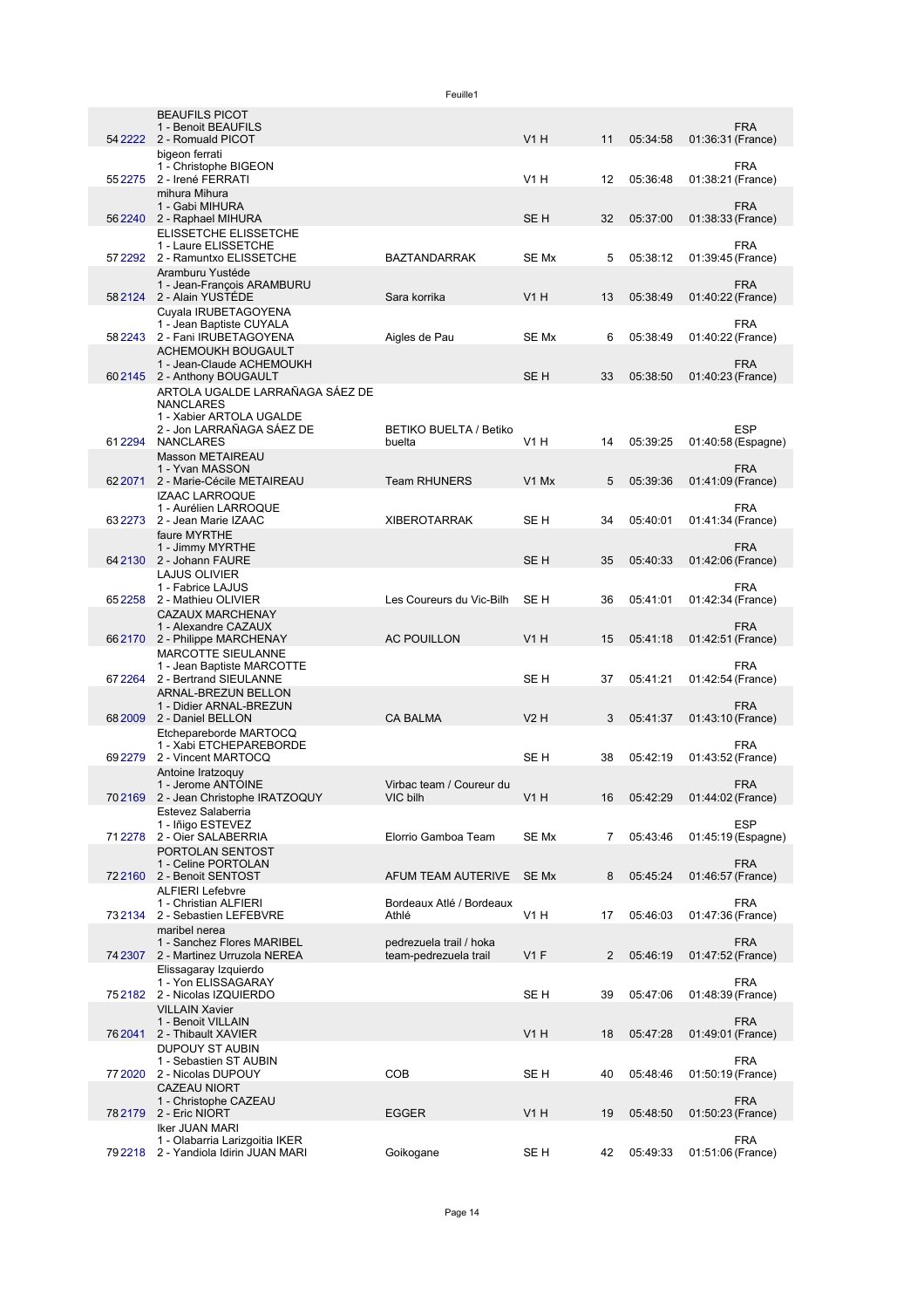| | | | | | | | |
|---|---|---|---|---|---|---|---|
| 54 | 2222 | BEAUFILS PICOT<br>1 - Benoit BEAUFILS<br>2 - Romuald PICOT | | V1 H | 11 | 05:34:58 | 01:36:31 FRA (France) |
| 55 | 2275 | bigeon ferrati<br>1 - Christophe BIGEON<br>2 - Irené FERRATI | | V1 H | 12 | 05:36:48 | 01:38:21 FRA (France) |
| 56 | 2240 | mihura Mihura<br>1 - Gabi MIHURA<br>2 - Raphael MIHURA | | SE H | 32 | 05:37:00 | 01:38:33 FRA (France) |
| 57 | 2292 | ELISSETCHE ELISSETCHE<br>1 - Laure ELISSETCHE<br>2 - Ramuntxo ELISSETCHE | BAZTANDARRAK | SE Mx | 5 | 05:38:12 | 01:39:45 FRA (France) |
| 58 | 2124 | Aramburu Yustéde<br>1 - Jean-François ARAMBURU<br>2 - Alain YUSTÉDE | Sara korrika | V1 H | 13 | 05:38:49 | 01:40:22 FRA (France) |
| 58 | 2243 | Cuyala IRUBETAGOYENA<br>1 - Jean Baptiste CUYALA<br>2 - Fani IRUBETAGOYENA | Aigles de Pau | SE Mx | 6 | 05:38:49 | 01:40:22 FRA (France) |
| 60 | 2145 | ACHEMOUKH BOUGAULT<br>1 - Jean-Claude ACHEMOUKH<br>2 - Anthony BOUGAULT | | SE H | 33 | 05:38:50 | 01:40:23 FRA (France) |
| 61 | 2294 | ARTOLA UGALDE LARRAÑAGA SÁEZ DE NANCLARES<br>1 - Xabier ARTOLA UGALDE<br>2 - Jon LARRAÑAGA SÁEZ DE NANCLARES | BETIKO BUELTA / Betiko buelta | V1 H | 14 | 05:39:25 | 01:40:58 ESP (Espagne) |
| 62 | 2071 | Masson METAIREAU<br>1 - Yvan MASSON<br>2 - Marie-Cécile METAIREAU | Team RHUNERS | V1 Mx | 5 | 05:39:36 | 01:41:09 FRA (France) |
| 63 | 2273 | IZAAC LARROQUE<br>1 - Aurélien LARROQUE<br>2 - Jean Marie IZAAC | XIBEROTARRAK | SE H | 34 | 05:40:01 | 01:41:34 FRA (France) |
| 64 | 2130 | faure MYRTHE<br>1 - Jimmy MYRTHE<br>2 - Johann FAURE | | SE H | 35 | 05:40:33 | 01:42:06 FRA (France) |
| 65 | 2258 | LAJUS OLIVIER<br>1 - Fabrice LAJUS<br>2 - Mathieu OLIVIER | Les Coureurs du Vic-Bilh | SE H | 36 | 05:41:01 | 01:42:34 FRA (France) |
| 66 | 2170 | CAZAUX MARCHENAY<br>1 - Alexandre CAZAUX<br>2 - Philippe MARCHENAY | AC POUILLON | V1 H | 15 | 05:41:18 | 01:42:51 FRA (France) |
| 67 | 2264 | MARCOTTE SIEULANNE<br>1 - Jean Baptiste MARCOTTE<br>2 - Bertrand SIEULANNE | | SE H | 37 | 05:41:21 | 01:42:54 FRA (France) |
| 68 | 2009 | ARNAL-BREZUN BELLON<br>1 - Didier ARNAL-BREZUN<br>2 - Daniel BELLON | CA BALMA | V2 H | 3 | 05:41:37 | 01:43:10 FRA (France) |
| 69 | 2279 | Etchepareborde MARTOCQ<br>1 - Xabi ETCHEPAREBORDE<br>2 - Vincent MARTOCQ | | SE H | 38 | 05:42:19 | 01:43:52 FRA (France) |
| 70 | 2169 | Antoine Iratzoquy<br>1 - Jerome ANTOINE<br>2 - Jean Christophe IRATZOQUY | Virbac team / Coureur du VIC bilh | V1 H | 16 | 05:42:29 | 01:44:02 FRA (France) |
| 71 | 2278 | Estevez Salaberria<br>1 - Iñigo ESTEVEZ<br>2 - Oier SALABERRIA | Elorrio Gamboa Team | SE Mx | 7 | 05:43:46 | 01:45:19 ESP (Espagne) |
| 72 | 2160 | PORTOLAN SENTOST<br>1 - Celine PORTOLAN<br>2 - Benoit SENTOST | AFUM TEAM AUTERIVE | SE Mx | 8 | 05:45:24 | 01:46:57 FRA (France) |
| 73 | 2134 | ALFIERI Lefebvre<br>1 - Christian ALFIERI<br>2 - Sebastien LEFEBVRE | Bordeaux Atlé / Bordeaux Athlé | V1 H | 17 | 05:46:03 | 01:47:36 FRA (France) |
| 74 | 2307 | maribel nerea<br>1 - Sanchez Flores MARIBEL<br>2 - Martinez Urruzola NEREA | pedrezuela trail / hoka team-pedrezuela trail | V1 F | 2 | 05:46:19 | 01:47:52 FRA (France) |
| 75 | 2182 | Elissagaray Izquierdo<br>1 - Yon ELISSAGARAY<br>2 - Nicolas IZQUIERDO | | SE H | 39 | 05:47:06 | 01:48:39 FRA (France) |
| 76 | 2041 | VILLAIN Xavier<br>1 - Benoit VILLAIN<br>2 - Thibault XAVIER | | V1 H | 18 | 05:47:28 | 01:49:01 FRA (France) |
| 77 | 2020 | DUPOUY ST AUBIN<br>1 - Sebastien ST AUBIN<br>2 - Nicolas DUPOUY | COB | SE H | 40 | 05:48:46 | 01:50:19 FRA (France) |
| 78 | 2179 | CAZEAU NIORT<br>1 - Christophe CAZEAU<br>2 - Eric NIORT | EGGER | V1 H | 19 | 05:48:50 | 01:50:23 FRA (France) |
| 79 | 2218 | Iker JUAN MARI<br>1 - Olabarria Larizgoitia IKER<br>2 - Yandiola Idirin JUAN MARI | Goikogane | SE H | 42 | 05:49:33 | 01:51:06 FRA (France) |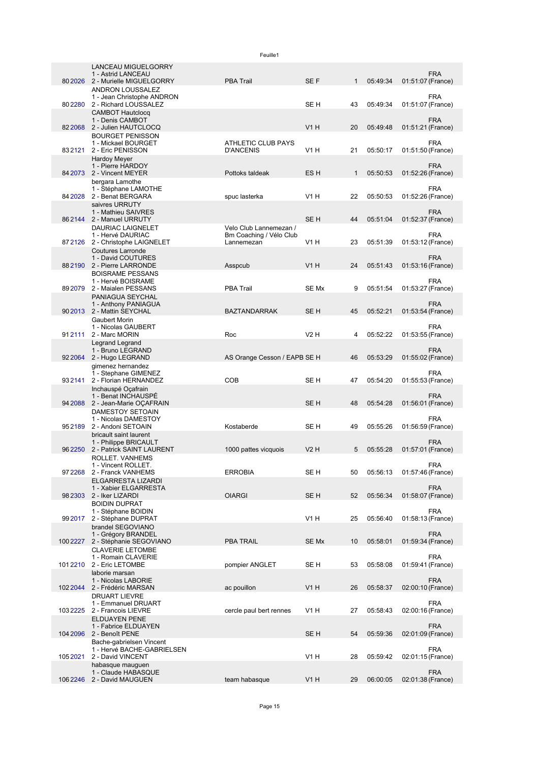| Place | Dossard | Équipe | Club | Catégorie | Rang cat. | Temps | Écart | Nationalité |
|---|---|---|---|---|---|---|---|---|
| 80 | 2026 | LANCEAU MIGUELGORRY<br>1 - Astrid LANCEAU<br>2 - Murielle MIGUELGORRY | PBA Trail | SE F | 1 | 05:49:34 | 01:51:07 | FRA (France) |
| 80 | 2280 | ANDRON LOUSSALEZ<br>1 - Jean Christophe ANDRON<br>2 - Richard LOUSSALEZ | | SE H | 43 | 05:49:34 | 01:51:07 | FRA (France) |
| 82 | 2068 | CAMBOT Hautclocq<br>1 - Denis CAMBOT<br>2 - Julien HAUTCLOCQ | | V1 H | 20 | 05:49:48 | 01:51:21 | FRA (France) |
| 83 | 2121 | BOURGET PENISSON<br>1 - Mickael BOURGET<br>2 - Eric PENISSON | ATHLETIC CLUB PAYS D'ANCENIS | V1 H | 21 | 05:50:17 | 01:51:50 | FRA (France) |
| 84 | 2073 | Hardoy Meyer<br>1 - Pierre HARDOY<br>2 - Vincent MEYER | Pottoks taldeak | ES H | 1 | 05:50:53 | 01:52:26 | FRA (France) |
| 84 | 2028 | bergara Lamothe<br>1 - Stéphane LAMOTHE<br>2 - Benat BERGARA | spuc lasterka | V1 H | 22 | 05:50:53 | 01:52:26 | FRA (France) |
| 86 | 2144 | saivres URRUTY<br>1 - Mathieu SAIVRES<br>2 - Manuel URRUTY | | SE H | 44 | 05:51:04 | 01:52:37 | FRA (France) |
| 87 | 2126 | DAURIAC LAIGNELET<br>1 - Hervé DAURIAC<br>2 - Christophe LAIGNELET | Velo Club Lannemezan / Bm Coaching / Vélo Club Lannemezan | V1 H | 23 | 05:51:39 | 01:53:12 | FRA (France) |
| 88 | 2190 | Coutures Larronde<br>1 - David COUTURES<br>2 - Pierre LARRONDE | Asspcub | V1 H | 24 | 05:51:43 | 01:53:16 | FRA (France) |
| 89 | 2079 | BOISRAME PESSANS<br>1 - Hervé BOISRAME<br>2 - Maialen PESSANS | PBA Trail | SE Mx | 9 | 05:51:54 | 01:53:27 | FRA (France) |
| 90 | 2013 | PANIAGUA SEYCHAL<br>1 - Anthony PANIAGUA<br>2 - Mattin SEYCHAL | BAZTANDARRAK | SE H | 45 | 05:52:21 | 01:53:54 | FRA (France) |
| 91 | 2111 | Gaubert Morin<br>1 - Nicolas GAUBERT<br>2 - Marc MORIN | Roc | V2 H | 4 | 05:52:22 | 01:53:55 | FRA (France) |
| 92 | 2064 | Legrand Legrand<br>1 - Bruno LEGRAND<br>2 - Hugo LEGRAND | AS Orange Cesson / EAPB | SE H | 46 | 05:53:29 | 01:55:02 | FRA (France) |
| 93 | 2141 | gimenez hernandez<br>1 - Stephane GIMENEZ<br>2 - Florian HERNANDEZ | COB | SE H | 47 | 05:54:20 | 01:55:53 | FRA (France) |
| 94 | 2088 | Inchauspé Oçafrain<br>1 - Benat INCHAUSPÉ<br>2 - Jean-Marie OÇAFRAIN | | SE H | 48 | 05:54:28 | 01:56:01 | FRA (France) |
| 95 | 2189 | DAMESTOY SETOAIN<br>1 - Nicolas DAMESTOY<br>2 - Andoni SETOAIN | Kostaberde | SE H | 49 | 05:55:26 | 01:56:59 | FRA (France) |
| 96 | 2250 | bricault saint laurent<br>1 - Philippe BRICAULT<br>2 - Patrick SAINT LAURENT | 1000 pattes vicquois | V2 H | 5 | 05:55:28 | 01:57:01 | FRA (France) |
| 97 | 2268 | ROLLET. VANHEMS<br>1 - Vincent ROLLET.<br>2 - Franck VANHEMS | ERROBIA | SE H | 50 | 05:56:13 | 01:57:46 | FRA (France) |
| 98 | 2303 | ELGARRESTA LIZARDI<br>1 - Xabier ELGARRESTA<br>2 - Iker LIZARDI | OIARGI | SE H | 52 | 05:56:34 | 01:58:07 | FRA (France) |
| 99 | 2017 | BOIDIN DUPRAT<br>1 - Stéphane BOIDIN<br>2 - Stéphane DUPRAT | | V1 H | 25 | 05:56:40 | 01:58:13 | FRA (France) |
| 100 | 2227 | brandel SEGOVIANO<br>1 - Grégory BRANDEL<br>2 - Stéphanie SEGOVIANO | PBA TRAIL | SE Mx | 10 | 05:58:01 | 01:59:34 | FRA (France) |
| 101 | 2210 | CLAVERIE LETOMBE<br>1 - Romain CLAVERIE<br>2 - Eric LETOMBE | pompier ANGLET | SE H | 53 | 05:58:08 | 01:59:41 | FRA (France) |
| 102 | 2044 | laborie marsan<br>1 - Nicolas LABORIE<br>2 - Frédéric MARSAN | ac pouillon | V1 H | 26 | 05:58:37 | 02:00:10 | FRA (France) |
| 103 | 2225 | DRUART LIEVRE<br>1 - Emmanuel DRUART<br>2 - Francois LIEVRE | cercle paul bert rennes | V1 H | 27 | 05:58:43 | 02:00:16 | FRA (France) |
| 104 | 2096 | ELDUAYEN PENE<br>1 - Fabrice ELDUAYEN<br>2 - Benoît PENE | | SE H | 54 | 05:59:36 | 02:01:09 | FRA (France) |
| 105 | 2021 | Bache-gabrielsen Vincent<br>1 - Hervé BACHE-GABRIELSEN<br>2 - David VINCENT | | V1 H | 28 | 05:59:42 | 02:01:15 | FRA (France) |
| 106 | 2246 | habasque mauguen<br>1 - Claude HABASQUE<br>2 - David MAUGUEN | team habasque | V1 H | 29 | 06:00:05 | 02:01:38 | FRA (France) |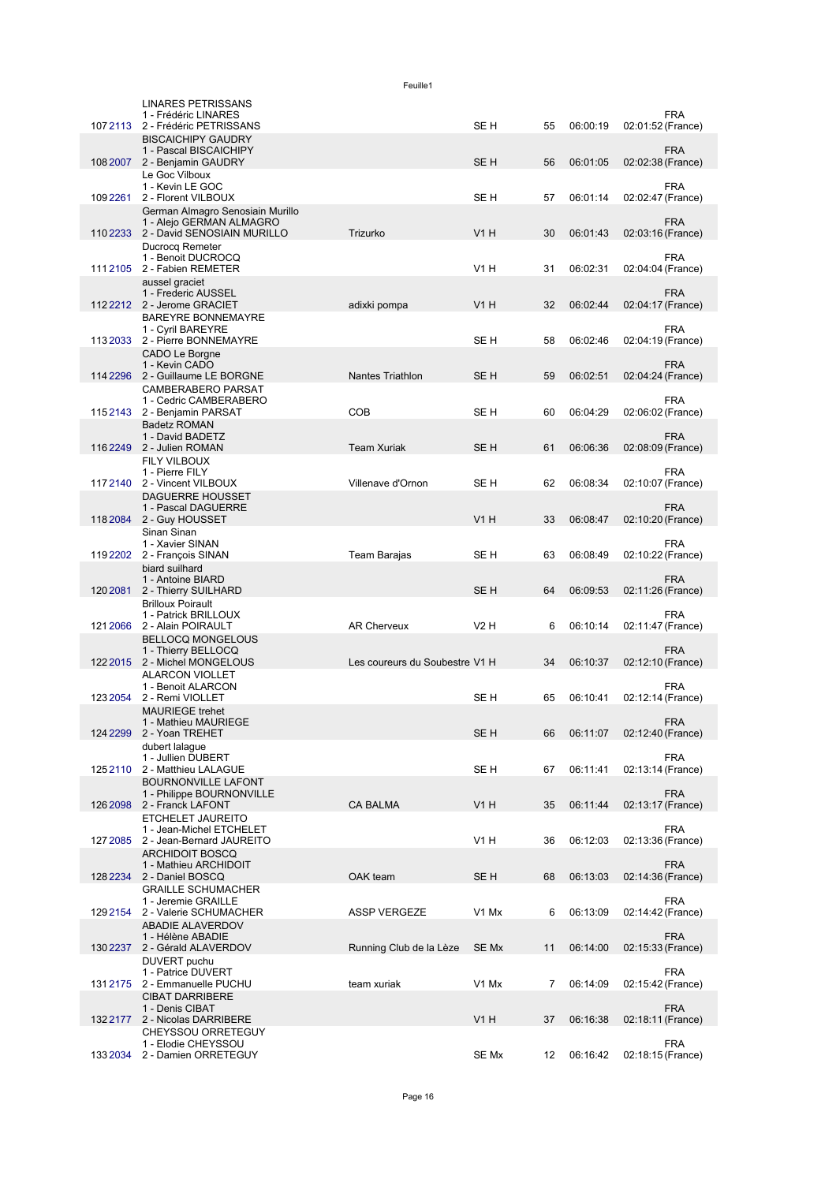| Rank | Bib | Team | Club | Category | Cat. Rank | Time | Gap | Nationality |
|---|---|---|---|---|---|---|---|---|
| 107 | 2113 | LINARES PETRISSANS<br>1 - Frédéric LINARES<br>2 - Frédéric PETRISSANS | | SE H | 55 | 06:00:19 | 02:01:52 | FRA (France) |
| 108 | 2007 | BISCAICHIPY GAUDRY<br>1 - Pascal BISCAICHIPY<br>2 - Benjamin GAUDRY | | SE H | 56 | 06:01:05 | 02:02:38 | FRA (France) |
| 109 | 2261 | Le Goc Vilboux<br>1 - Kevin LE GOC<br>2 - Florent VILBOUX | | SE H | 57 | 06:01:14 | 02:02:47 | FRA (France) |
| 110 | 2233 | German Almagro Senosiain Murillo<br>1 - Alejo GERMAN ALMAGRO<br>2 - David SENOSIAIN MURILLO | Trizurko | V1 H | 30 | 06:01:43 | 02:03:16 | FRA (France) |
| 111 | 2105 | Ducrocq Remeter<br>1 - Benoit DUCROCQ<br>2 - Fabien REMETER | | V1 H | 31 | 06:02:31 | 02:04:04 | FRA (France) |
| 112 | 2212 | aussel graciet<br>1 - Frederic AUSSEL<br>2 - Jerome GRACIET | adixki pompa | V1 H | 32 | 06:02:44 | 02:04:17 | FRA (France) |
| 113 | 2033 | BAREYRE BONNEMAYRE<br>1 - Cyril BAREYRE<br>2 - Pierre BONNEMAYRE | | SE H | 58 | 06:02:46 | 02:04:19 | FRA (France) |
| 114 | 2296 | CADO Le Borgne<br>1 - Kevin CADO<br>2 - Guillaume LE BORGNE | Nantes Triathlon | SE H | 59 | 06:02:51 | 02:04:24 | FRA (France) |
| 115 | 2143 | CAMBERABERO PARSAT<br>1 - Cedric CAMBERABERO<br>2 - Benjamin PARSAT | COB | SE H | 60 | 06:04:29 | 02:06:02 | FRA (France) |
| 116 | 2249 | Badetz ROMAN<br>1 - David BADETZ<br>2 - Julien ROMAN | Team Xuriak | SE H | 61 | 06:06:36 | 02:08:09 | FRA (France) |
| 117 | 2140 | FILY VILBOUX<br>1 - Pierre FILY<br>2 - Vincent VILBOUX | Villenave d'Ornon | SE H | 62 | 06:08:34 | 02:10:07 | FRA (France) |
| 118 | 2084 | DAGUERRE HOUSSET<br>1 - Pascal DAGUERRE<br>2 - Guy HOUSSET | | V1 H | 33 | 06:08:47 | 02:10:20 | FRA (France) |
| 119 | 2202 | Sinan Sinan<br>1 - Xavier SINAN<br>2 - François SINAN | Team Barajas | SE H | 63 | 06:08:49 | 02:10:22 | FRA (France) |
| 120 | 2081 | biard suilhard<br>1 - Antoine BIARD<br>2 - Thierry SUILHARD | | SE H | 64 | 06:09:53 | 02:11:26 | FRA (France) |
| 121 | 2066 | Brilloux Poirault<br>1 - Patrick BRILLOUX<br>2 - Alain POIRAULT | AR Cherveux | V2 H | 6 | 06:10:14 | 02:11:47 | FRA (France) |
| 122 | 2015 | BELLOCQ MONGELOUS<br>1 - Thierry BELLOCQ<br>2 - Michel MONGELOUS | Les coureurs du Soubestre | V1 H | 34 | 06:10:37 | 02:12:10 | FRA (France) |
| 123 | 2054 | ALARCON VIOLLET<br>1 - Benoit ALARCON<br>2 - Remi VIOLLET | | SE H | 65 | 06:10:41 | 02:12:14 | FRA (France) |
| 124 | 2299 | MAURIEGE trehet<br>1 - Mathieu MAURIEGE<br>2 - Yoan TREHET | | SE H | 66 | 06:11:07 | 02:12:40 | FRA (France) |
| 125 | 2110 | dubert lalague<br>1 - Jullien DUBERT<br>2 - Matthieu LALAGUE | | SE H | 67 | 06:11:41 | 02:13:14 | FRA (France) |
| 126 | 2098 | BOURNONVILLE LAFONT<br>1 - Philippe BOURNONVILLE<br>2 - Franck LAFONT | CA BALMA | V1 H | 35 | 06:11:44 | 02:13:17 | FRA (France) |
| 127 | 2085 | ETCHELET JAUREITO<br>1 - Jean-Michel ETCHELET<br>2 - Jean-Bernard JAUREITO | | V1 H | 36 | 06:12:03 | 02:13:36 | FRA (France) |
| 128 | 2234 | ARCHIDOIT BOSCQ<br>1 - Mathieu ARCHIDOIT<br>2 - Daniel BOSCQ | OAK team | SE H | 68 | 06:13:03 | 02:14:36 | FRA (France) |
| 129 | 2154 | GRAILLE SCHUMACHER<br>1 - Jeremie GRAILLE<br>2 - Valerie SCHUMACHER | ASSP VERGEZE | V1 Mx | 6 | 06:13:09 | 02:14:42 | FRA (France) |
| 130 | 2237 | ABADIE ALAVERDOV<br>1 - Hélène ABADIE<br>2 - Gérald ALAVERDOV | Running Club de la Lèze | SE Mx | 11 | 06:14:00 | 02:15:33 | FRA (France) |
| 131 | 2175 | DUVERT puchu<br>1 - Patrice DUVERT<br>2 - Emmanuelle PUCHU | team xuriak | V1 Mx | 7 | 06:14:09 | 02:15:42 | FRA (France) |
| 132 | 2177 | CIBAT DARRIBERE<br>1 - Denis CIBAT<br>2 - Nicolas DARRIBERE | | V1 H | 37 | 06:16:38 | 02:18:11 | FRA (France) |
| 133 | 2034 | CHEYSSOU ORRETEGUY<br>1 - Elodie CHEYSSOU<br>2 - Damien ORRETEGUY | | SE Mx | 12 | 06:16:42 | 02:18:15 | FRA (France) |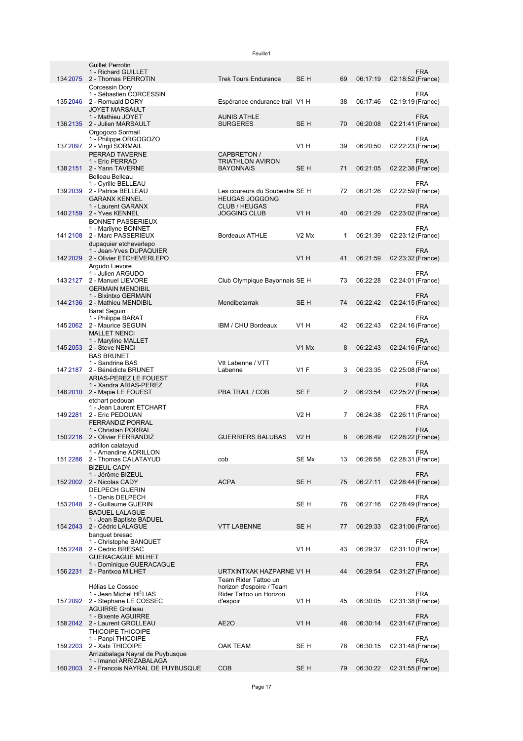| Rank | Bib | Team | Club | Cat | Cat. rank | Time | Gap | Nationality |
|---|---|---|---|---|---|---|---|---|
| 134 | 2075 | Guillet Perrotin<br>1 - Richard GUILLET<br>2 - Thomas PERROTIN | Trek Tours Endurance | SE H | 69 | 06:17:19 | 02:18:52 | FRA (France) |
| 135 | 2046 | Corcessin Dory<br>1 - Sébastien CORCESSIN<br>2 - Romuald DORY | Espérance endurance trail | V1 H | 38 | 06:17:46 | 02:19:19 | FRA (France) |
| 136 | 2135 | JOYET MARSAULT<br>1 - Mathieu JOYET<br>2 - Julien MARSAULT | AUNIS ATHLE SURGERES | SE H | 70 | 06:20:08 | 02:21:41 | FRA (France) |
| 137 | 2097 | Orgogozo Sormail<br>1 - Philippe ORGOGOZO<br>2 - Virgil SORMAIL | | V1 H | 39 | 06:20:50 | 02:22:23 | FRA (France) |
| 138 | 2151 | PERRAD TAVERNE<br>1 - Eric PERRAD<br>2 - Yann TAVERNE | CAPBRETON / TRIATHLON AVIRON BAYONNAIS | SE H | 71 | 06:21:05 | 02:22:38 | FRA (France) |
| 139 | 2039 | Belleau Belleau<br>1 - Cyrille BELLEAU<br>2 - Patrice BELLEAU | Les coureurs du Soubestre | SE H | 72 | 06:21:26 | 02:22:59 | FRA (France) |
| 140 | 2159 | GARANX KENNEL<br>1 - Laurent GARANX<br>2 - Yves KENNEL | HEUGAS JOGGONG CLUB / HEUGAS JOGGING CLUB | V1 H | 40 | 06:21:29 | 02:23:02 | FRA (France) |
| 141 | 2108 | BONNET PASSERIEUX<br>1 - Marilyne BONNET<br>2 - Marc PASSERIEUX | Bordeaux ATHLE | V2 Mx | 1 | 06:21:39 | 02:23:12 | FRA (France) |
| 142 | 2029 | dupaquier etcheverlepo<br>1 - Jean-Yves DUPAQUIER<br>2 - Olivier ETCHEVERLEPO | | V1 H | 41 | 06:21:59 | 02:23:32 | FRA (France) |
| 143 | 2127 | Argudo Lievore<br>1 - Julien ARGUDO<br>2 - Manuel LIEVORE | Club Olympique Bayonnais | SE H | 73 | 06:22:28 | 02:24:01 | FRA (France) |
| 144 | 2136 | GERMAIN MENDIBIL<br>1 - Bixintxo GERMAIN<br>2 - Mathieu MENDIBIL | Mendibetarrak | SE H | 74 | 06:22:42 | 02:24:15 | FRA (France) |
| 145 | 2062 | Barat Seguin<br>1 - Philippe BARAT<br>2 - Maurice SEGUIN | IBM / CHU Bordeaux | V1 H | 42 | 06:22:43 | 02:24:16 | FRA (France) |
| 145 | 2053 | MALLET NENCI<br>1 - Maryline MALLET<br>2 - Steve NENCI | | V1 Mx | 8 | 06:22:43 | 02:24:16 | FRA (France) |
| 147 | 2187 | BAS BRUNET<br>1 - Sandrine BAS<br>2 - Bénédicte BRUNET | Vtt Labenne / VTT Labenne | V1 F | 3 | 06:23:35 | 02:25:08 | FRA (France) |
| 148 | 2010 | ARIAS-PEREZ LE FOUEST<br>1 - Xandra ARIAS-PEREZ<br>2 - Mapie LE FOUEST | PBA TRAIL / COB | SE F | 2 | 06:23:54 | 02:25:27 | FRA (France) |
| 149 | 2281 | etchart pedouan<br>1 - Jean Laurent ETCHART<br>2 - Eric PEDOUAN | | V2 H | 7 | 06:24:38 | 02:26:11 | FRA (France) |
| 150 | 2216 | FERRANDIZ PORRAL<br>1 - Christian PORRAL<br>2 - Olivier FERRANDIZ | GUERRIERS BALUBAS | V2 H | 8 | 06:26:49 | 02:28:22 | FRA (France) |
| 151 | 2286 | adrillon calatayud<br>1 - Amandine ADRILLON<br>2 - Thomas CALATAYUD | cob | SE Mx | 13 | 06:26:58 | 02:28:31 | FRA (France) |
| 152 | 2002 | BIZEUL CADY<br>1 - Jérôme BIZEUL<br>2 - Nicolas CADY | ACPA | SE H | 75 | 06:27:11 | 02:28:44 | FRA (France) |
| 153 | 2048 | DELPECH GUERIN<br>1 - Denis DELPECH<br>2 - Guillaume GUERIN | | SE H | 76 | 06:27:16 | 02:28:49 | FRA (France) |
| 154 | 2043 | BADUEL LALAGUE<br>1 - Jean Baptiste BADUEL<br>2 - Cédric LALAGUE | VTT LABENNE | SE H | 77 | 06:29:33 | 02:31:06 | FRA (France) |
| 155 | 2248 | banquet bresac<br>1 - Christophe BANQUET<br>2 - Cedric BRESAC | | V1 H | 43 | 06:29:37 | 02:31:10 | FRA (France) |
| 156 | 2231 | GUERACAGUE MILHET<br>1 - Dominique GUERACAGUE<br>2 - Pantxoa MILHET | URTXINTXAK HAZPARNE | V1 H | 44 | 06:29:54 | 02:31:27 | FRA (France) |
| 157 | 2092 | Hélias Le Cossec<br>1 - Jean Michel HÉLIAS<br>2 - Stephane LE COSSEC | Team Rider Tattoo un horizon d'espoire / Team Rider Tattoo un Horizon d'espoir | V1 H | 45 | 06:30:05 | 02:31:38 | FRA (France) |
| 158 | 2042 | AGUIRRE Grolleau<br>1 - Bixente AGUIRRE<br>2 - Laurent GROLLEAU | AE2O | V1 H | 46 | 06:30:14 | 02:31:47 | FRA (France) |
| 159 | 2203 | THICOIPE THICOIPE<br>1 - Panpi THICOIPE<br>2 - Xabi THICOIPE | OAK TEAM | SE H | 78 | 06:30:15 | 02:31:48 | FRA (France) |
| 160 | 2003 | Arrizabalaga Nayral de Puybusque<br>1 - Imanol ARRIZABALAGA<br>2 - Francois NAYRAL DE PUYBUSQUE | COB | SE H | 79 | 06:30:22 | 02:31:55 | FRA (France) |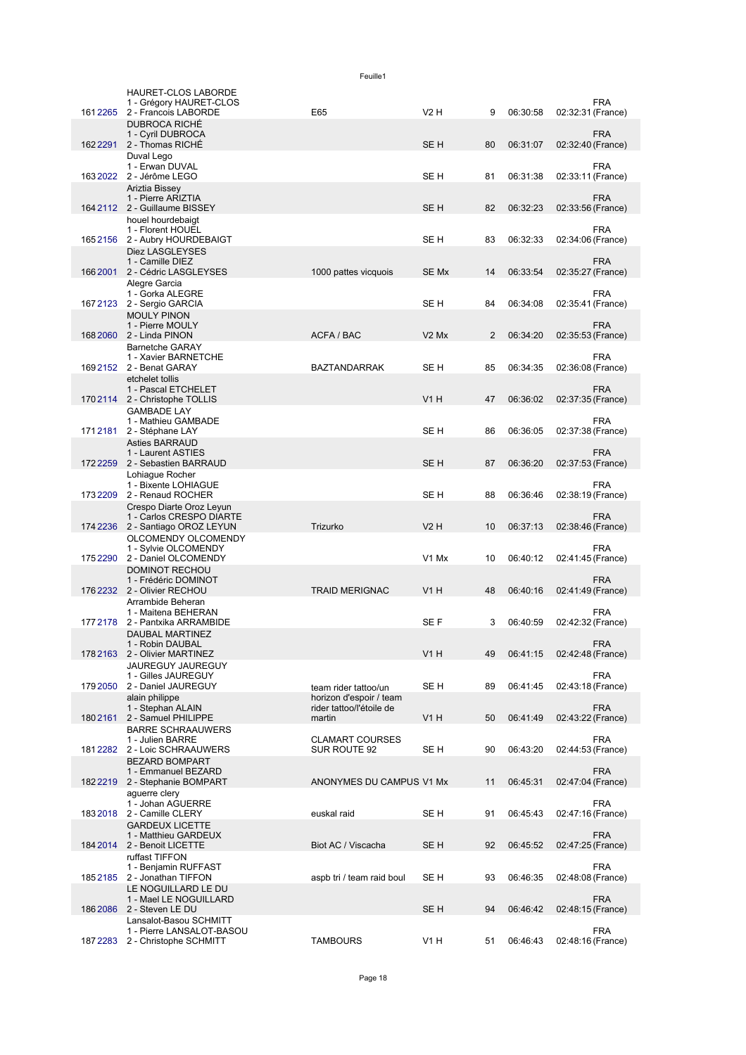| | | | | | | | |
|---|---|---|---|---|---|---|---|
| 161 | 2265 | HAURET-CLOS LABORDE<br>1 - Grégory HAURET-CLOS<br>2 - Francois LABORDE | E65 | V2 H | 9 | 06:30:58 | FRA<br>02:32:31 (France) |
| 162 | 2291 | DUBROCA RICHÉ<br>1 - Cyril DUBROCA<br>2 - Thomas RICHÉ | | SE H | 80 | 06:31:07 | FRA<br>02:32:40 (France) |
| 163 | 2022 | Duval Lego<br>1 - Erwan DUVAL<br>2 - Jérôme LEGO | | SE H | 81 | 06:31:38 | FRA<br>02:33:11 (France) |
| 164 | 2112 | Ariztia Bissey<br>1 - Pierre ARIZTIA<br>2 - Guillaume BISSEY | | SE H | 82 | 06:32:23 | FRA<br>02:33:56 (France) |
| 165 | 2156 | houel hourdebaigt<br>1 - Florent HOUEL<br>2 - Aubry HOURDEBAIGT | | SE H | 83 | 06:32:33 | FRA<br>02:34:06 (France) |
| 166 | 2001 | Diez LASGLEYSES<br>1 - Camille DIEZ<br>2 - Cédric LASGLEYSES | 1000 pattes vicquois | SE Mx | 14 | 06:33:54 | FRA<br>02:35:27 (France) |
| 167 | 2123 | Alegre Garcia<br>1 - Gorka ALEGRE<br>2 - Sergio GARCIA | | SE H | 84 | 06:34:08 | FRA<br>02:35:41 (France) |
| 168 | 2060 | MOULY PINON<br>1 - Pierre MOULY<br>2 - Linda PINON | ACFA / BAC | V2 Mx | 2 | 06:34:20 | FRA<br>02:35:53 (France) |
| 169 | 2152 | Barnetche GARAY<br>1 - Xavier BARNETCHE<br>2 - Benat GARAY | BAZTANDARRAK | SE H | 85 | 06:34:35 | FRA<br>02:36:08 (France) |
| 170 | 2114 | etchelet tollis<br>1 - Pascal ETCHELET<br>2 - Christophe TOLLIS | | V1 H | 47 | 06:36:02 | FRA<br>02:37:35 (France) |
| 171 | 2181 | GAMBADE LAY<br>1 - Mathieu GAMBADE<br>2 - Stéphane LAY | | SE H | 86 | 06:36:05 | FRA<br>02:37:38 (France) |
| 172 | 2259 | Asties BARRAUD<br>1 - Laurent ASTIES<br>2 - Sebastien BARRAUD | | SE H | 87 | 06:36:20 | FRA<br>02:37:53 (France) |
| 173 | 2209 | Lohiague Rocher<br>1 - Bixente LOHIAGUE<br>2 - Renaud ROCHER | | SE H | 88 | 06:36:46 | FRA<br>02:38:19 (France) |
| 174 | 2236 | Crespo Diarte Oroz Leyun<br>1 - Carlos CRESPO DIARTE<br>2 - Santiago OROZ LEYUN | Trizurko | V2 H | 10 | 06:37:13 | FRA<br>02:38:46 (France) |
| 175 | 2290 | OLCOMENDY OLCOMENDY<br>1 - Sylvie OLCOMENDY<br>2 - Daniel OLCOMENDY | | V1 Mx | 10 | 06:40:12 | FRA<br>02:41:45 (France) |
| 176 | 2232 | DOMINOT RECHOU<br>1 - Frédéric DOMINOT<br>2 - Olivier RECHOU | TRAID MERIGNAC | V1 H | 48 | 06:40:16 | FRA<br>02:41:49 (France) |
| 177 | 2178 | Arrambide Beheran<br>1 - Maitena BEHERAN<br>2 - Pantxika ARRAMBIDE | | SE F | 3 | 06:40:59 | FRA<br>02:42:32 (France) |
| 178 | 2163 | DAUBAL MARTINEZ<br>1 - Robin DAUBAL<br>2 - Olivier MARTINEZ | | V1 H | 49 | 06:41:15 | FRA<br>02:42:48 (France) |
| 179 | 2050 | JAUREGUY JAUREGUY<br>1 - Gilles JAUREGUY<br>2 - Daniel JAUREGUY | team rider tattoo/un | SE H | 89 | 06:41:45 | FRA<br>02:43:18 (France) |
| 180 | 2161 | alain philippe<br>1 - Stephan ALAIN<br>2 - Samuel PHILIPPE | horizon d'espoir / team rider tattoo/l'étoile de martin | V1 H | 50 | 06:41:49 | FRA<br>02:43:22 (France) |
| 181 | 2282 | BARRE SCHRAAUWERS<br>1 - Julien BARRE<br>2 - Loic SCHRAAUWERS | CLAMART COURSES SUR ROUTE 92 | SE H | 90 | 06:43:20 | FRA<br>02:44:53 (France) |
| 182 | 2219 | BEZARD BOMPART<br>1 - Emmanuel BEZARD<br>2 - Stephanie BOMPART | ANONYMES DU CAMPUS | V1 Mx | 11 | 06:45:31 | FRA<br>02:47:04 (France) |
| 183 | 2018 | aguerre clery<br>1 - Johan AGUERRE<br>2 - Camille CLERY | euskal raid | SE H | 91 | 06:45:43 | FRA<br>02:47:16 (France) |
| 184 | 2014 | GARDEUX LICETTE<br>1 - Matthieu GARDEUX<br>2 - Benoit LICETTE | Biot AC / Viscacha | SE H | 92 | 06:45:52 | FRA<br>02:47:25 (France) |
| 185 | 2185 | ruffast TIFFON<br>1 - Benjamin RUFFAST<br>2 - Jonathan TIFFON | aspb tri / team raid boul | SE H | 93 | 06:46:35 | FRA<br>02:48:08 (France) |
| 186 | 2086 | LE NOGUILLARD LE DU<br>1 - Mael LE NOGUILLARD<br>2 - Steven LE DU | | SE H | 94 | 06:46:42 | FRA<br>02:48:15 (France) |
| 187 | 2283 | Lansalot-Basou SCHMITT<br>1 - Pierre LANSALOT-BASOU<br>2 - Christophe SCHMITT | TAMBOURS | V1 H | 51 | 06:46:43 | FRA<br>02:48:16 (France) |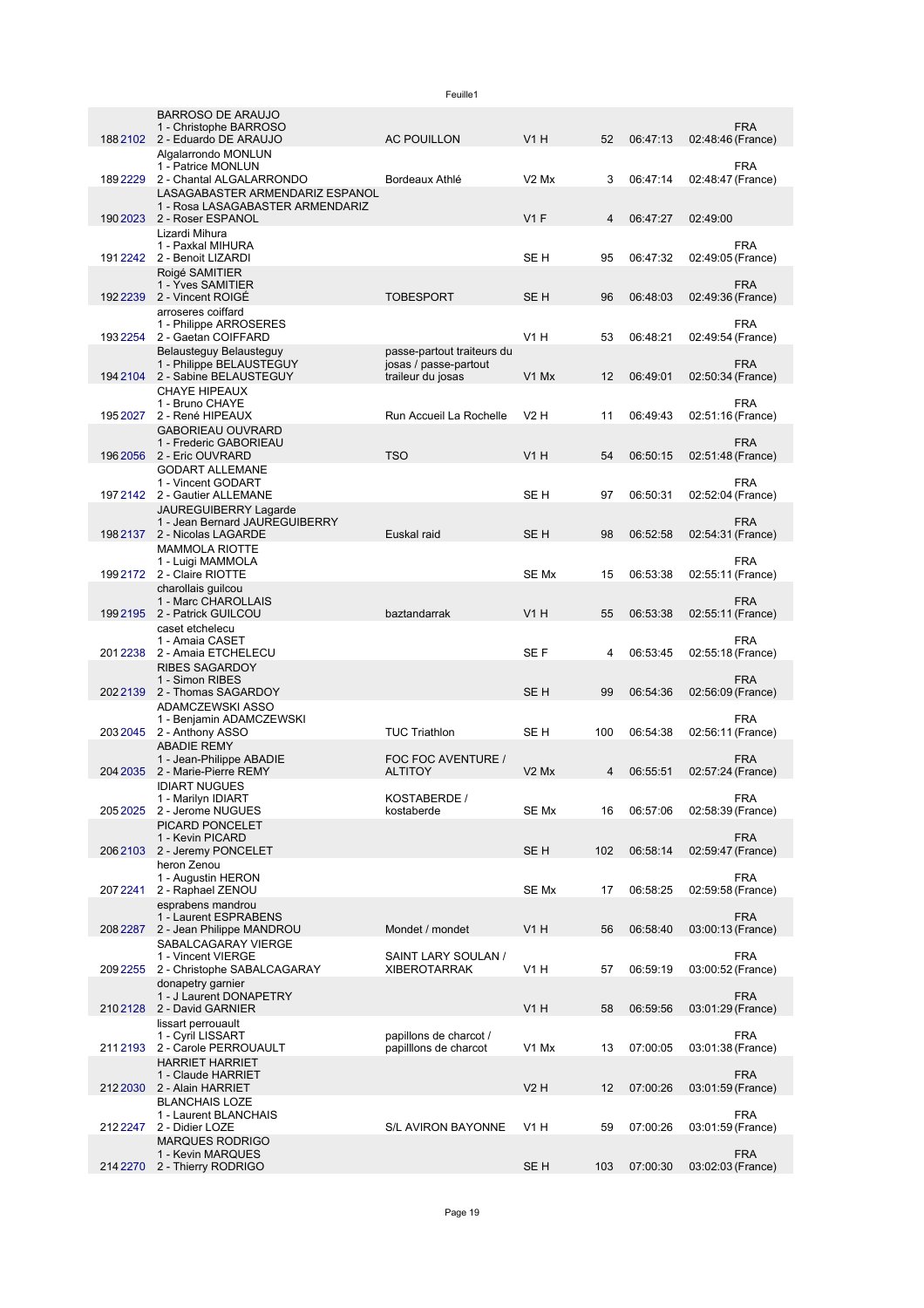| Rang | Dossard | Équipe | Club | Catégorie | Rang cat. | Temps | Écart | Nationalité |
|---|---|---|---|---|---|---|---|---|
| 188 | 2102 | BARROSO DE ARAUJO<br>1 - Christophe BARROSO<br>2 - Eduardo DE ARAUJO | AC POUILLON | V1 H | 52 | 06:47:13 | 02:48:46 | FRA (France) |
| 189 | 2229 | Algalarrondo MONLUN<br>1 - Patrice MONLUN<br>2 - Chantal ALGALARRONDO | Bordeaux Athlé | V2 Mx | 3 | 06:47:14 | 02:48:47 | FRA (France) |
| 190 | 2023 | LASAGABASTER ARMENDARIZ ESPANOL<br>1 - Rosa LASAGABASTER ARMENDARIZ<br>2 - Roser ESPANOL | | V1 F | 4 | 06:47:27 | 02:49:00 | |
| 191 | 2242 | Lizardi Mihura<br>1 - Paxkal MIHURA<br>2 - Benoit LIZARDI | | SE H | 95 | 06:47:32 | 02:49:05 | FRA (France) |
| 192 | 2239 | Roigé SAMITIER<br>1 - Yves SAMITIER<br>2 - Vincent ROIGÉ | TOBESPORT | SE H | 96 | 06:48:03 | 02:49:36 | FRA (France) |
| 193 | 2254 | arroseres coiffard<br>1 - Philippe ARROSERES<br>2 - Gaetan COIFFARD | | V1 H | 53 | 06:48:21 | 02:49:54 | FRA (France) |
| 194 | 2104 | Belausteguy Belausteguy<br>1 - Philippe BELAUSTEGUY<br>2 - Sabine BELAUSTEGUY | passe-partout traiteurs du josas / passe-partout traileur du josas | V1 Mx | 12 | 06:49:01 | 02:50:34 | FRA (France) |
| 195 | 2027 | CHAYE HIPEAUX<br>1 - Bruno CHAYE<br>2 - René HIPEAUX | Run Accueil La Rochelle | V2 H | 11 | 06:49:43 | 02:51:16 | FRA (France) |
| 196 | 2056 | GABORIEAU OUVRARD<br>1 - Frederic GABORIEAU<br>2 - Eric OUVRARD | TSO | V1 H | 54 | 06:50:15 | 02:51:48 | FRA (France) |
| 197 | 2142 | GODART ALLEMANE<br>1 - Vincent GODART<br>2 - Gautier ALLEMANE | | SE H | 97 | 06:50:31 | 02:52:04 | FRA (France) |
| 198 | 2137 | JAUREGUIBERRY Lagarde<br>1 - Jean Bernard JAUREGUIBERRY<br>2 - Nicolas LAGARDE | Euskal raid | SE H | 98 | 06:52:58 | 02:54:31 | FRA (France) |
| 199 | 2172 | MAMMOLA RIOTTE<br>1 - Luigi MAMMOLA<br>2 - Claire RIOTTE | | SE Mx | 15 | 06:53:38 | 02:55:11 | FRA (France) |
| 199 | 2195 | charollais guilcou<br>1 - Marc CHAROLLAIS<br>2 - Patrick GUILCOU | baztandarrak | V1 H | 55 | 06:53:38 | 02:55:11 | FRA (France) |
| 201 | 2238 | caset etchelecu<br>1 - Amaia CASET<br>2 - Amaia ETCHELECU | | SE F | 4 | 06:53:45 | 02:55:18 | FRA (France) |
| 202 | 2139 | RIBES SAGARDOY<br>1 - Simon RIBES<br>2 - Thomas SAGARDOY | | SE H | 99 | 06:54:36 | 02:56:09 | FRA (France) |
| 203 | 2045 | ADAMCZEWSKI ASSO<br>1 - Benjamin ADAMCZEWSKI<br>2 - Anthony ASSO | TUC Triathlon | SE H | 100 | 06:54:38 | 02:56:11 | FRA (France) |
| 204 | 2035 | ABADIE REMY<br>1 - Jean-Philippe ABADIE<br>2 - Marie-Pierre REMY | FOC FOC AVENTURE / ALTITOY | V2 Mx | 4 | 06:55:51 | 02:57:24 | FRA (France) |
| 205 | 2025 | IDIART NUGUES<br>1 - Marilyn IDIART<br>2 - Jerome NUGUES | KOSTABERDE / kostaberde | SE Mx | 16 | 06:57:06 | 02:58:39 | FRA (France) |
| 206 | 2103 | PICARD PONCELET<br>1 - Kevin PICARD<br>2 - Jeremy PONCELET | | SE H | 102 | 06:58:14 | 02:59:47 | FRA (France) |
| 207 | 2241 | heron Zenou<br>1 - Augustin HERON<br>2 - Raphael ZENOU | | SE Mx | 17 | 06:58:25 | 02:59:58 | FRA (France) |
| 208 | 2287 | esprabens mandrou<br>1 - Laurent ESPRABENS<br>2 - Jean Philippe MANDROU | Mondet / mondet | V1 H | 56 | 06:58:40 | 03:00:13 | FRA (France) |
| 209 | 2255 | SABALCAGARAY VIERGE<br>1 - Vincent VIERGE<br>2 - Christophe SABALCAGARAY | SAINT LARY SOULAN / XIBEROTARRAK | V1 H | 57 | 06:59:19 | 03:00:52 | FRA (France) |
| 210 | 2128 | donapetry garnier<br>1 - J Laurent DONAPETRY<br>2 - David GARNIER | | V1 H | 58 | 06:59:56 | 03:01:29 | FRA (France) |
| 211 | 2193 | lissart perrouault<br>1 - Cyril LISSART<br>2 - Carole PERROUAULT | papillons de charcot / papilllons de charcot | V1 Mx | 13 | 07:00:05 | 03:01:38 | FRA (France) |
| 212 | 2030 | HARRIET HARRIET<br>1 - Claude HARRIET<br>2 - Alain HARRIET | | V2 H | 12 | 07:00:26 | 03:01:59 | FRA (France) |
| 212 | 2247 | BLANCHAIS LOZE<br>1 - Laurent BLANCHAIS<br>2 - Didier LOZE | S/L AVIRON BAYONNE | V1 H | 59 | 07:00:26 | 03:01:59 | FRA (France) |
| 214 | 2270 | MARQUES RODRIGO<br>1 - Kevin MARQUES<br>2 - Thierry RODRIGO | | SE H | 103 | 07:00:30 | 03:02:03 | FRA (France) |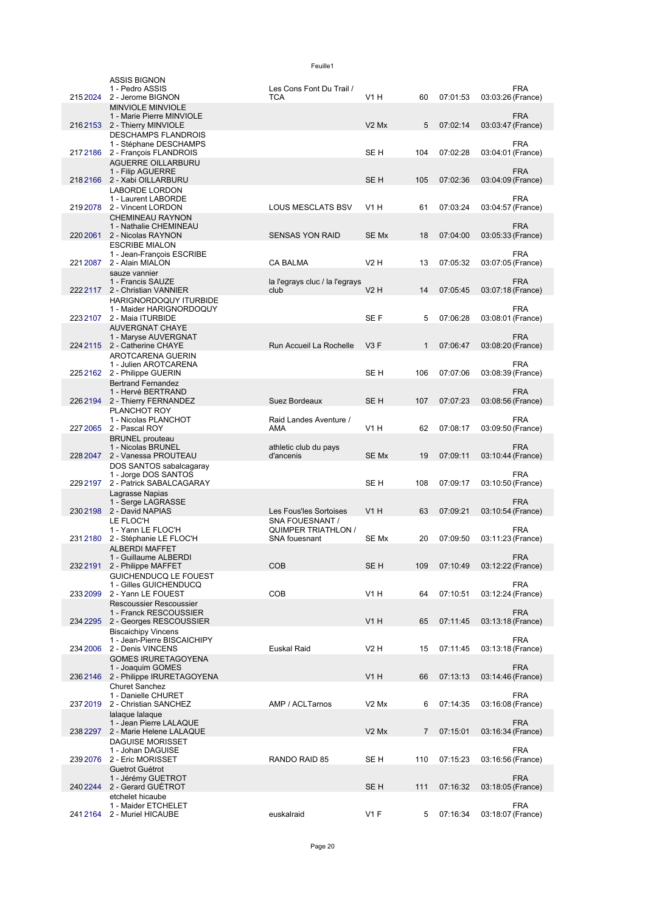| | | | | | | | |
|---|---|---|---|---|---|---|---|
| 215 | 2024 | ASSIS BIGNON<br>1 - Pedro ASSIS<br>2 - Jerome BIGNON | Les Cons Font Du Trail / TCA | V1 H | 60 | 07:01:53 | 03:03:26 FRA (France) |
| 216 | 2153 | MINVIOLE MINVIOLE<br>1 - Marie Pierre MINVIOLE<br>2 - Thierry MINVIOLE | | V2 Mx | 5 | 07:02:14 | 03:03:47 FRA (France) |
| 217 | 2186 | DESCHAMPS FLANDROIS<br>1 - Stéphane DESCHAMPS<br>2 - François FLANDROIS | | SE H | 104 | 07:02:28 | 03:04:01 FRA (France) |
| 218 | 2166 | AGUERRE OILLARBURU<br>1 - Filip AGUERRE<br>2 - Xabi OILLARBURU | | SE H | 105 | 07:02:36 | 03:04:09 FRA (France) |
| 219 | 2078 | LABORDE LORDON<br>1 - Laurent LABORDE<br>2 - Vincent LORDON | LOUS MESCLATS BSV | V1 H | 61 | 07:03:24 | 03:04:57 FRA (France) |
| 220 | 2061 | CHEMINEAU RAYNON<br>1 - Nathalie CHEMINEAU<br>2 - Nicolas RAYNON | SENSAS YON RAID | SE Mx | 18 | 07:04:00 | 03:05:33 FRA (France) |
| 221 | 2087 | ESCRIBE MIALON<br>1 - Jean-François ESCRIBE<br>2 - Alain MIALON | CA BALMA | V2 H | 13 | 07:05:32 | 03:07:05 FRA (France) |
| 222 | 2117 | sauze vannier<br>1 - Francis SAUZE<br>2 - Christian VANNIER | la l'egrays cluc / la l'egrays club | V2 H | 14 | 07:05:45 | 03:07:18 FRA (France) |
| 223 | 2107 | HARIGNORDOQUY ITURBIDE<br>1 - Maider HARIGNORDOQUY<br>2 - Maia ITURBIDE | | SE F | 5 | 07:06:28 | 03:08:01 FRA (France) |
| 224 | 2115 | AUVERGNAT CHAYE<br>1 - Maryse AUVERGNAT<br>2 - Catherine CHAYE | Run Accueil La Rochelle | V3 F | 1 | 07:06:47 | 03:08:20 FRA (France) |
| 225 | 2162 | AROTCARENA GUERIN<br>1 - Julien AROTCARENA<br>2 - Philippe GUERIN | | SE H | 106 | 07:07:06 | 03:08:39 FRA (France) |
| 226 | 2194 | Bertrand Fernandez<br>1 - Hervé BERTRAND<br>2 - Thierry FERNANDEZ | Suez Bordeaux | SE H | 107 | 07:07:23 | 03:08:56 FRA (France) |
| 227 | 2065 | PLANCHOT ROY<br>1 - Nicolas PLANCHOT<br>2 - Pascal ROY | Raid Landes Aventure / AMA | V1 H | 62 | 07:08:17 | 03:09:50 FRA (France) |
| 228 | 2047 | BRUNEL prouteau<br>1 - Nicolas BRUNEL<br>2 - Vanessa PROUTEAU | athletic club du pays d'ancenis | SE Mx | 19 | 07:09:11 | 03:10:44 FRA (France) |
| 229 | 2197 | DOS SANTOS sabalcagaray<br>1 - Jorge DOS SANTOS<br>2 - Patrick SABALCAGARAY | | SE H | 108 | 07:09:17 | 03:10:50 FRA (France) |
| 230 | 2198 | Lagrasse Napias<br>1 - Serge LAGRASSE<br>2 - David NAPIAS | Les Fous'les Sortoises | V1 H | 63 | 07:09:21 | 03:10:54 FRA (France) |
| 231 | 2180 | LE FLOC'H<br>1 - Yann LE FLOC'H<br>2 - Stéphanie LE FLOC'H | SNA FOUESNANT / QUIMPER TRIATHLON / SNA fouesnant | SE Mx | 20 | 07:09:50 | 03:11:23 FRA (France) |
| 232 | 2191 | ALBERDI MAFFET<br>1 - Guillaume ALBERDI<br>2 - Philippe MAFFET | COB | SE H | 109 | 07:10:49 | 03:12:22 FRA (France) |
| 233 | 2099 | GUICHENDUCQ LE FOUEST<br>1 - Gilles GUICHENDUCQ<br>2 - Yann LE FOUEST | COB | V1 H | 64 | 07:10:51 | 03:12:24 FRA (France) |
| 234 | 2295 | Rescoussier Rescoussier<br>1 - Franck RESCOUSSIER<br>2 - Georges RESCOUSSIER | | V1 H | 65 | 07:11:45 | 03:13:18 FRA (France) |
| 234 | 2006 | Biscaichipy Vincens<br>1 - Jean-Pierre BISCAICHIPY<br>2 - Denis VINCENS | Euskal Raid | V2 H | 15 | 07:11:45 | 03:13:18 FRA (France) |
| 236 | 2146 | GOMES IRURETAGOYENA<br>1 - Joaquim GOMES<br>2 - Philippe IRURETAGOYENA | | V1 H | 66 | 07:13:13 | 03:14:46 FRA (France) |
| 237 | 2019 | Churet Sanchez<br>1 - Danielle CHURET<br>2 - Christian SANCHEZ | AMP / ACLTarnos | V2 Mx | 6 | 07:14:35 | 03:16:08 FRA (France) |
| 238 | 2297 | lalaque lalaque<br>1 - Jean Pierre LALAQUE<br>2 - Marie Helene LALAQUE | | V2 Mx | 7 | 07:15:01 | 03:16:34 FRA (France) |
| 239 | 2076 | DAGUISE MORISSET<br>1 - Johan DAGUISE<br>2 - Eric MORISSET | RANDO RAID 85 | SE H | 110 | 07:15:23 | 03:16:56 FRA (France) |
| 240 | 2244 | Guetrot Guétrot<br>1 - Jérémy GUETROT<br>2 - Gerard GUÉTROT | | SE H | 111 | 07:16:32 | 03:18:05 FRA (France) |
| 241 | 2164 | etchelet hicaube<br>1 - Maider ETCHELET<br>2 - Muriel HICAUBE | euskalraid | V1 F | 5 | 07:16:34 | 03:18:07 FRA (France) |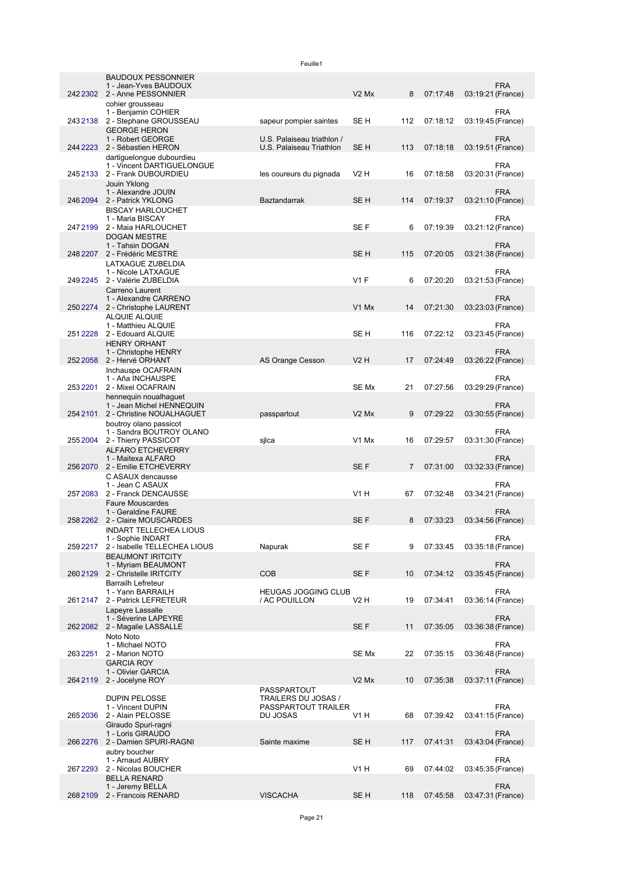| | | | | | | | | |
|---|---|---|---|---|---|---|---|---|
| 242 | 2302 | BAUDOUX PESSONNIER<br>1 - Jean-Yves BAUDOUX<br>2 - Anne PESSONNIER | | V2 Mx | 8 | 07:17:48 | 03:19:21 | FRA (France) |
| 243 | 2138 | cohier grousseau<br>1 - Benjamin COHIER<br>2 - Stephane GROUSSEAU | sapeur pompier saintes | SE H | 112 | 07:18:12 | 03:19:45 | FRA (France) |
| 244 | 2223 | GEORGE HERON<br>1 - Robert GEORGE<br>2 - Sébastien HERON | U.S. Palaiseau triathlon / U.S. Palaiseau Triathlon | SE H | 113 | 07:18:18 | 03:19:51 | FRA (France) |
| 245 | 2133 | dartiguelongue doubourdieu<br>1 - Vincent DARTIGUELONGUE<br>2 - Frank DUBOURDIEU | les coureurs du pignada | V2 H | 16 | 07:18:58 | 03:20:31 | FRA (France) |
| 246 | 2094 | Jouin Yklong<br>1 - Alexandre JOUIN<br>2 - Patrick YKLONG | Baztandarrak | SE H | 114 | 07:19:37 | 03:21:10 | FRA (France) |
| 247 | 2199 | BISCAY HARLOUCHET<br>1 - Maria BISCAY<br>2 - Maia HARLOUCHET | | SE F | 6 | 07:19:39 | 03:21:12 | FRA (France) |
| 248 | 2207 | DOGAN MESTRE<br>1 - Tahsin DOGAN<br>2 - Frédéric MESTRE | | SE H | 115 | 07:20:05 | 03:21:38 | FRA (France) |
| 249 | 2245 | LATXAGUE ZUBELDIA<br>1 - Nicole LATXAGUE<br>2 - Valérie ZUBELDIA | | V1 F | 6 | 07:20:20 | 03:21:53 | FRA (France) |
| 250 | 2274 | Carreno Laurent<br>1 - Alexandre CARRENO<br>2 - Christophe LAURENT | | V1 Mx | 14 | 07:21:30 | 03:23:03 | FRA (France) |
| 251 | 2228 | ALQUIE ALQUIE<br>1 - Matthieu ALQUIE<br>2 - Edouard ALQUIE | | SE H | 116 | 07:22:12 | 03:23:45 | FRA (France) |
| 252 | 2058 | HENRY ORHANT<br>1 - Christophe HENRY<br>2 - Hervé ORHANT | AS Orange Cesson | V2 H | 17 | 07:24:49 | 03:26:22 | FRA (France) |
| 253 | 2201 | Inchauspe OCAFRAIN<br>1 - Aña INCHAUSPE<br>2 - Mixel OCAFRAIN | | SE Mx | 21 | 07:27:56 | 03:29:29 | FRA (France) |
| 254 | 2101 | hennequin noualhaguet<br>1 - Jean Michel HENNEQUIN<br>2 - Christine NOUALHAGUET | passpartout | V2 Mx | 9 | 07:29:22 | 03:30:55 | FRA (France) |
| 255 | 2004 | boutroy olano passicot<br>1 - Sandra BOUTROY OLANO<br>2 - Thierry PASSICOT | sjlca | V1 Mx | 16 | 07:29:57 | 03:31:30 | FRA (France) |
| 256 | 2070 | ALFARO ETCHEVERRY<br>1 - Maitexa ALFARO<br>2 - Emilie ETCHEVERRY | | SE F | 7 | 07:31:00 | 03:32:33 | FRA (France) |
| 257 | 2083 | C ASAUX dencausse<br>1 - Jean C ASAUX<br>2 - Franck DENCAUSSE | | V1 H | 67 | 07:32:48 | 03:34:21 | FRA (France) |
| 258 | 2262 | Faure Mouscardes<br>1 - Geraldine FAURE<br>2 - Claire MOUSCARDES | | SE F | 8 | 07:33:23 | 03:34:56 | FRA (France) |
| 259 | 2217 | INDART TELLECHEA LIOUS<br>1 - Sophie INDART<br>2 - Isabelle TELLECHEA LIOUS | Napurak | SE F | 9 | 07:33:45 | 03:35:18 | FRA (France) |
| 260 | 2129 | BEAUMONT IRITCITY<br>1 - Myriam BEAUMONT<br>2 - Christelle IRITCITY | COB | SE F | 10 | 07:34:12 | 03:35:45 | FRA (France) |
| 261 | 2147 | Barrailh Lefreteur<br>1 - Yann BARRAILH<br>2 - Patrick LEFRETEUR | HEUGAS JOGGING CLUB / AC POUILLON | V2 H | 19 | 07:34:41 | 03:36:14 | FRA (France) |
| 262 | 2082 | Lapeyre Lassalle<br>1 - Séverine LAPEYRE<br>2 - Magalie LASSALLE | | SE F | 11 | 07:35:05 | 03:36:38 | FRA (France) |
| 263 | 2251 | Noto Noto<br>1 - Michael NOTO<br>2 - Marion NOTO | | SE Mx | 22 | 07:35:15 | 03:36:48 | FRA (France) |
| 264 | 2119 | GARCIA ROY<br>1 - Olivier GARCIA<br>2 - Jocelyne ROY | | V2 Mx | 10 | 07:35:38 | 03:37:11 | FRA (France) |
| 265 | 2036 | DUPIN PELOSSE<br>1 - Vincent DUPIN<br>2 - Alain PELOSSE | PASSPARTOUT TRAILERS DU JOSAS / PASSPARTOUT TRAILER DU JOSAS | V1 H | 68 | 07:39:42 | 03:41:15 | FRA (France) |
| 266 | 2276 | Giraudo Spuri-ragni<br>1 - Loris GIRAUDO<br>2 - Damien SPURI-RAGNI | Sainte maxime | SE H | 117 | 07:41:31 | 03:43:04 | FRA (France) |
| 267 | 2293 | aubry boucher<br>1 - Arnaud AUBRY<br>2 - Nicolas BOUCHER | | V1 H | 69 | 07:44:02 | 03:45:35 | FRA (France) |
| 268 | 2109 | BELLA RENARD<br>1 - Jeremy BELLA<br>2 - Francois RENARD | VISCACHA | SE H | 118 | 07:45:58 | 03:47:31 | FRA (France) |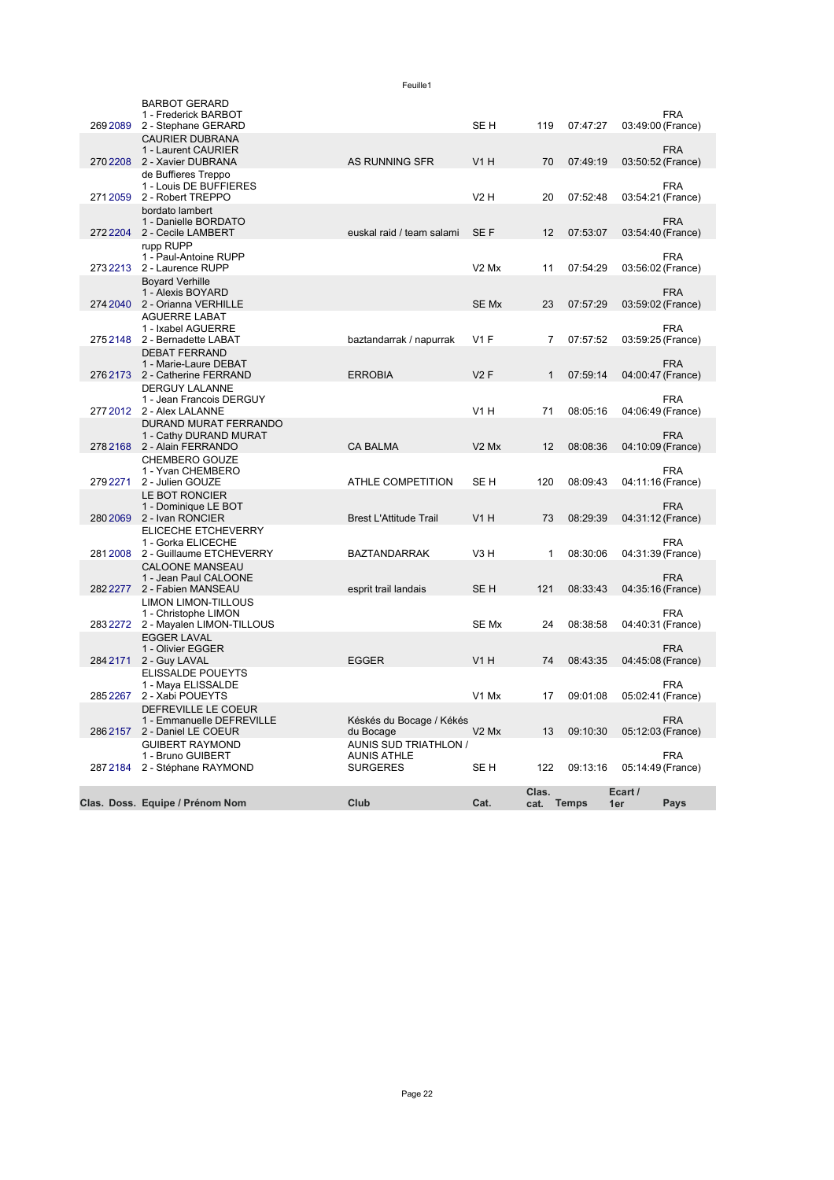| Clas. | Doss. | Equipe / Prénom Nom | Club | Cat. | Clas. cat. | Temps | Ecart / 1er | Pays |
|---|---|---|---|---|---|---|---|---|
| 269 | 2089 | BARBOT GERARD<br>1 - Frederick BARBOT<br>2 - Stephane GERARD | | SE H | 119 | 07:47:27 | 03:49:00 | FRA (France) |
| 270 | 2208 | CAURIER DUBRANA<br>1 - Laurent CAURIER<br>2 - Xavier DUBRANA | AS RUNNING SFR | V1 H | 70 | 07:49:19 | 03:50:52 | FRA (France) |
| 271 | 2059 | de Buffieres Treppo<br>1 - Louis DE BUFFIERES<br>2 - Robert TREPPO | | V2 H | 20 | 07:52:48 | 03:54:21 | FRA (France) |
| 272 | 2204 | bordato lambert<br>1 - Danielle BORDATO<br>2 - Cecile LAMBERT | euskal raid / team salami | SE F | 12 | 07:53:07 | 03:54:40 | FRA (France) |
| 273 | 2213 | rupp RUPP<br>1 - Paul-Antoine RUPP<br>2 - Laurence RUPP | | V2 Mx | 11 | 07:54:29 | 03:56:02 | FRA (France) |
| 274 | 2040 | Boyard Verhille<br>1 - Alexis BOYARD<br>2 - Orianna VERHILLE | | SE Mx | 23 | 07:57:29 | 03:59:02 | FRA (France) |
| 275 | 2148 | AGUERRE LABAT<br>1 - Ixabel AGUERRE<br>2 - Bernadette LABAT | baztandarrak / napurrak | V1 F | 7 | 07:57:52 | 03:59:25 | FRA (France) |
| 276 | 2173 | DEBAT FERRAND<br>1 - Marie-Laure DEBAT<br>2 - Catherine FERRAND | ERROBIA | V2 F | 1 | 07:59:14 | 04:00:47 | FRA (France) |
| 277 | 2012 | DERGUY LALANNE<br>1 - Jean Francois DERGUY<br>2 - Alex LALANNE | | V1 H | 71 | 08:05:16 | 04:06:49 | FRA (France) |
| 278 | 2168 | DURAND MURAT FERRANDO<br>1 - Cathy DURAND MURAT<br>2 - Alain FERRANDO | CA BALMA | V2 Mx | 12 | 08:08:36 | 04:10:09 | FRA (France) |
| 279 | 2271 | CHEMBERO GOUZE<br>1 - Yvan CHEMBERO<br>2 - Julien GOUZE | ATHLE COMPETITION | SE H | 120 | 08:09:43 | 04:11:16 | FRA (France) |
| 280 | 2069 | LE BOT RONCIER<br>1 - Dominique LE BOT<br>2 - Ivan RONCIER | Brest L'Attitude Trail | V1 H | 73 | 08:29:39 | 04:31:12 | FRA (France) |
| 281 | 2008 | ELICECHE ETCHEVERRY<br>1 - Gorka ELICECHE<br>2 - Guillaume ETCHEVERRY | BAZTANDARRAK | V3 H | 1 | 08:30:06 | 04:31:39 | FRA (France) |
| 282 | 2277 | CALOONE MANSEAU<br>1 - Jean Paul CALOONE<br>2 - Fabien MANSEAU | esprit trail landais | SE H | 121 | 08:33:43 | 04:35:16 | FRA (France) |
| 283 | 2272 | LIMON LIMON-TILLOUS<br>1 - Christophe LIMON<br>2 - Mayalen LIMON-TILLOUS | | SE Mx | 24 | 08:38:58 | 04:40:31 | FRA (France) |
| 284 | 2171 | EGGER LAVAL<br>1 - Olivier EGGER<br>2 - Guy LAVAL | EGGER | V1 H | 74 | 08:43:35 | 04:45:08 | FRA (France) |
| 285 | 2267 | ELISSALDE POUEYTS<br>1 - Maya ELISSALDE<br>2 - Xabi POUEYTS | | V1 Mx | 17 | 09:01:08 | 05:02:41 | FRA (France) |
| 286 | 2157 | DEFREVILLE LE COEUR<br>1 - Emmanuelle DEFREVILLE<br>2 - Daniel LE COEUR | Késkés du Bocage / Késkés du Bocage | V2 Mx | 13 | 09:10:30 | 05:12:03 | FRA (France) |
| 287 | 2184 | GUIBERT RAYMOND<br>1 - Bruno GUIBERT<br>2 - Stéphane RAYMOND | AUNIS SUD TRIATHLON / AUNIS ATHLE SURGERES | SE H | 122 | 09:13:16 | 05:14:49 | FRA (France) |